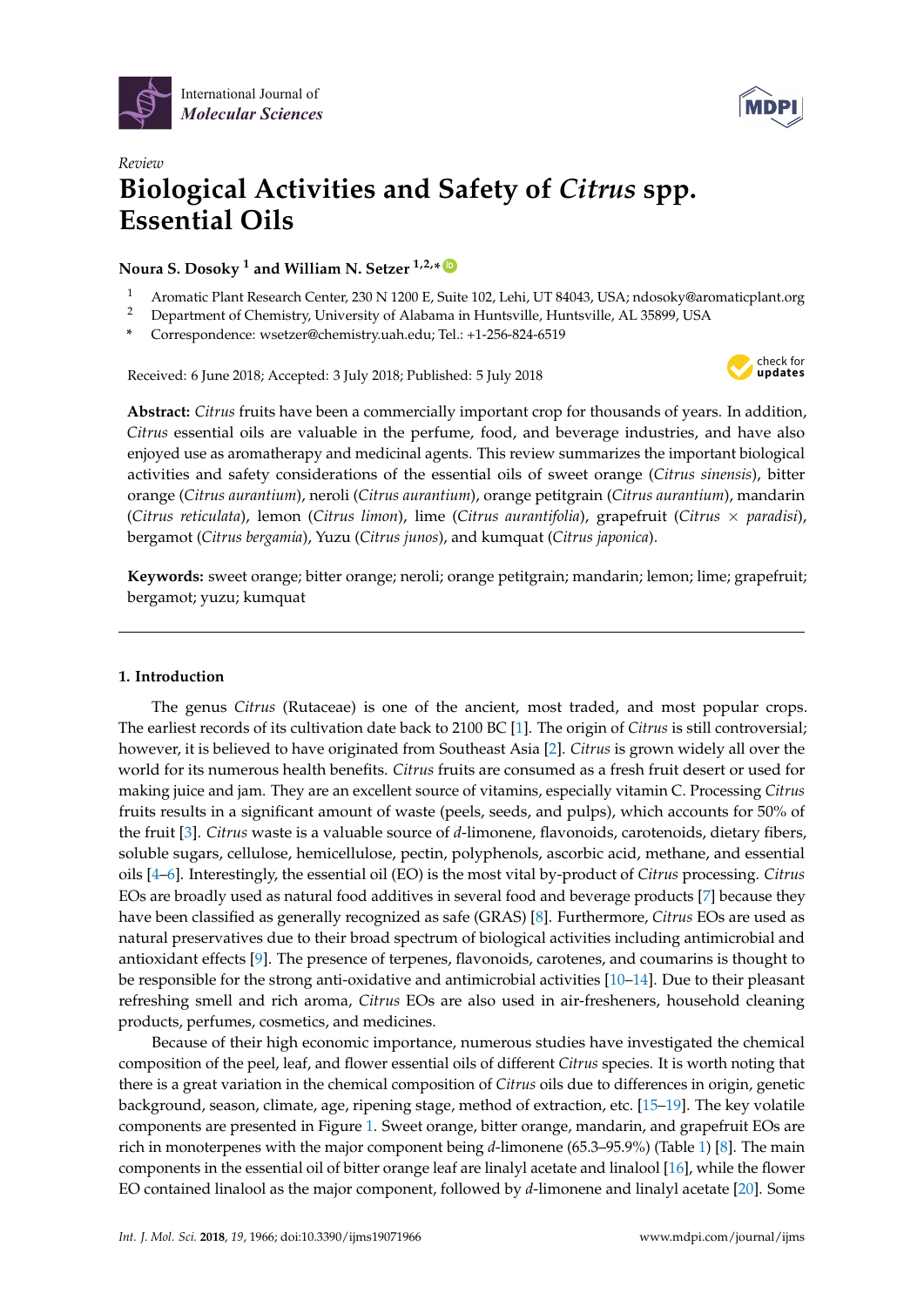Review

# Biological Activities and Safety of *Citrus* spp. Essential Oils

**Noura S. Dosoky [1] and William N. Setzer [1,2,*]**

[1] Aromatic Plant Research Center, 230 N 1200 E, Suite 102, Lehi, UT 84043, USA; ndosoky@aromaticplant.org
[2] Department of Chemistry, University of Alabama in Huntsville, Huntsville, AL 35899, USA
\* Correspondence: wsetzer@chemistry.uah.edu; Tel.: +1-256-824-6519

Received: 6 June 2018; Accepted: 3 July 2018; Published: 5 July 2018

**Abstract:** *Citrus* fruits have been a commercially important crop for thousands of years. In addition, *Citrus* essential oils are valuable in the perfume, food, and beverage industries, and have also enjoyed use as aromatherapy and medicinal agents. This review summarizes the important biological activities and safety considerations of the essential oils of sweet orange (*Citrus sinensis*), bitter orange (*Citrus aurantium*), neroli (*Citrus aurantium*), orange petitgrain (*Citrus aurantium*), mandarin (*Citrus reticulata*), lemon (*Citrus limon*), lime (*Citrus aurantifolia*), grapefruit (*Citrus* × *paradisi*), bergamot (*Citrus bergamia*), Yuzu (*Citrus junos*), and kumquat (*Citrus japonica*).

**Keywords:** sweet orange; bitter orange; neroli; orange petitgrain; mandarin; lemon; lime; grapefruit; bergamot; yuzu; kumquat

## 1. Introduction

The genus *Citrus* (Rutaceae) is one of the ancient, most traded, and most popular crops. The earliest records of its cultivation date back to 2100 BC [1]. The origin of *Citrus* is still controversial; however, it is believed to have originated from Southeast Asia [2]. *Citrus* is grown widely all over the world for its numerous health benefits. *Citrus* fruits are consumed as a fresh fruit desert or used for making juice and jam. They are an excellent source of vitamins, especially vitamin C. Processing *Citrus* fruits results in a significant amount of waste (peels, seeds, and pulps), which accounts for 50% of the fruit [3]. *Citrus* waste is a valuable source of *d*-limonene, flavonoids, carotenoids, dietary fibers, soluble sugars, cellulose, hemicellulose, pectin, polyphenols, ascorbic acid, methane, and essential oils [4–6]. Interestingly, the essential oil (EO) is the most vital by-product of *Citrus* processing. *Citrus* EOs are broadly used as natural food additives in several food and beverage products [7] because they have been classified as generally recognized as safe (GRAS) [8]. Furthermore, *Citrus* EOs are used as natural preservatives due to their broad spectrum of biological activities including antimicrobial and antioxidant effects [9]. The presence of terpenes, flavonoids, carotenes, and coumarins is thought to be responsible for the strong anti-oxidative and antimicrobial activities [10–14]. Due to their pleasant refreshing smell and rich aroma, *Citrus* EOs are also used in air-fresheners, household cleaning products, perfumes, cosmetics, and medicines.

Because of their high economic importance, numerous studies have investigated the chemical composition of the peel, leaf, and flower essential oils of different *Citrus* species. It is worth noting that there is a great variation in the chemical composition of *Citrus* oils due to differences in origin, genetic background, season, climate, age, ripening stage, method of extraction, etc. [15–19]. The key volatile components are presented in Figure 1. Sweet orange, bitter orange, mandarin, and grapefruit EOs are rich in monoterpenes with the major component being *d*-limonene (65.3–95.9%) (Table 1) [8]. The main components in the essential oil of bitter orange leaf are linalyl acetate and linalool [16], while the flower EO contained linalool as the major component, followed by *d*-limonene and linalyl acetate [20]. Some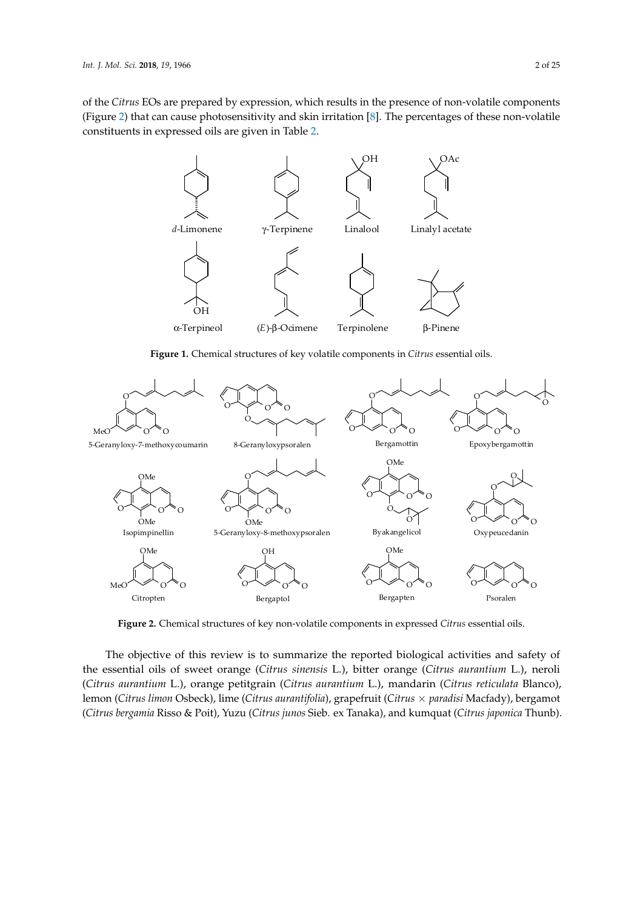of the *Citrus* EOs are prepared by expression, which results in the presence of non-volatile components (Figure 2) that can cause photosensitivity and skin irritation [8]. The percentages of these non-volatile constituents in expressed oils are given in Table 2.

**Figure 1.** Chemical structures of key volatile components in *Citrus* essential oils.

**Figure 2.** Chemical structures of key non-volatile components in expressed *Citrus* essential oils.

The objective of this review is to summarize the reported biological activities and safety of the essential oils of sweet orange (*Citrus sinensis* L.), bitter orange (*Citrus aurantium* L.), neroli (*Citrus aurantium* L.), orange petitgrain (*Citrus aurantium* L.), mandarin (*Citrus reticulata* Blanco), lemon (*Citrus limon* Osbeck), lime (*Citrus aurantifolia*), grapefruit (*Citrus* × *paradisi* Macfady), bergamot (*Citrus bergamia* Risso & Poit), Yuzu (*Citrus junos* Sieb. ex Tanaka), and kumquat (*Citrus japonica* Thunb).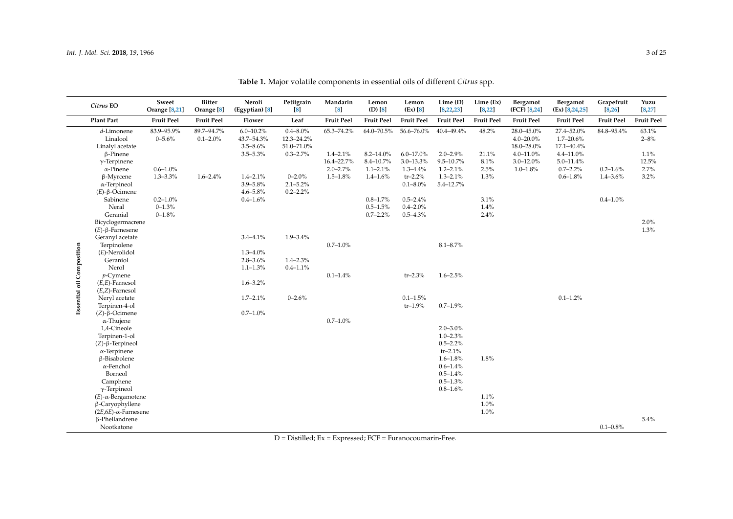**Table 1.** Major volatile components in essential oils of different *Citrus* spp.

| | *Citrus* EO | Sweet Orange [8,21] | Bitter Orange [8] | Neroli (Egyptian) [8] | Petitgrain [8] | Mandarin [8] | Lemon (D) [8] | Lemon (Ex) [8] | Lime (D) [8,22,23] | Lime (Ex) [8,22] | Bergamot (FCF) [8,24] | Bergamot (Ex) [8,24,25] | Grapefruit [8,26] | Yuzu [8,27] |
|---|---|---|---|---|---|---|---|---|---|---|---|---|---|---|
| | **Plant Part** | **Fruit Peel** | **Fruit Peel** | **Flower** | **Leaf** | **Fruit Peel** | **Fruit Peel** | **Fruit Peel** | **Fruit Peel** | **Fruit Peel** | **Fruit Peel** | **Fruit Peel** | **Fruit Peel** | **Fruit Peel** |
| **Essential oil Composition** | *d*-Limonene | 83.9–95.9% | 89.7–94.7% | 6.0–10.2% | 0.4–8.0% | 65.3–74.2% | 64.0–70.5% | 56.6–76.0% | 40.4–49.4% | 48.2% | 28.0–45.0% | 27.4–52.0% | 84.8–95.4% | 63.1% |
| | Linalool | 0–5.6% | 0.1–2.0% | 43.7–54.3% | 12.3–24.2% | | | | | | 4.0–20.0% | 1.7–20.6% | | 2–8% |
| | Linalyl acetate | | | 3.5–8.6% | 51.0–71.0% | | | | | | 18.0–28.0% | 17.1–40.4% | | |
| | β-Pinene | | | 3.5–5.3% | 0.3–2.7% | 1.4–2.1% | 8.2–14.0% | 6.0–17.0% | 2.0–2.9% | 21.1% | 4.0–11.0% | 4.4–11.0% | | 1.1% |
| | γ-Terpinene | | | | | 16.4–22.7% | 8.4–10.7% | 3.0–13.3% | 9.5–10.7% | 8.1% | 3.0–12.0% | 5.0–11.4% | | 12.5% |
| | α-Pinene | 0.6–1.0% | | | | 2.0–2.7% | 1.1–2.1% | 1.3–4.4% | 1.2–2.1% | 2.5% | 1.0–1.8% | 0.7–2.2% | 0.2–1.6% | 2.7% |
| | β-Myrcene | 1.3–3.3% | 1.6–2.4% | 1.4–2.1% | 0–2.0% | 1.5–1.8% | 1.4–1.6% | tr–2.2% | 1.3–2.1% | 1.3% | | 0.6–1.8% | 1.4–3.6% | 3.2% |
| | α-Terpineol | | | 3.9–5.8% | 2.1–5.2% | | | 0.1–8.0% | 5.4–12.7% | | | | | |
| | (*E*)-β-Ocimene | | | 4.6–5.8% | 0.2–2.2% | | | | | | | | | |
| | Sabinene | 0.2–1.0% | | 0.4–1.6% | | | 0.8–1.7% | 0.5–2.4% | | 3.1% | | | 0.4–1.0% | |
| | Neral | 0–1.3% | | | | | 0.5–1.5% | 0.4–2.0% | | 1.4% | | | | |
| | Geranial | 0–1.8% | | | | | 0.7–2.2% | 0.5–4.3% | | 2.4% | | | | |
| | Bicyclogermacrene | | | | | | | | | | | | | 2.0% |
| | (*E*)-β-Farnesene | | | | | | | | | | | | | 1.3% |
| | Geranyl acetate | | | 3.4–4.1% | 1.9–3.4% | | | | | | | | | |
| | Terpinolene | | | | | 0.7–1.0% | | | 8.1–8.7% | | | | | |
| | (*E*)-Nerolidol | | | 1.3–4.0% | | | | | | | | | | |
| | Geraniol | | | 2.8–3.6% | 1.4–2.3% | | | | | | | | | |
| | Nerol | | | 1.1–1.3% | 0.4–1.1% | | | | | | | | | |
| | *p*-Cymene | | | | | 0.1–1.4% | | tr–2.3% | 1.6–2.5% | | | | | |
| | (*E*,*E*)-Farnesol | | | 1.6–3.2% | | | | | | | | | | |
| | (*E*,*Z*)-Farnesol | | | | | | | | | | | | | |
| | Neryl acetate | | | 1.7–2.1% | 0–2.6% | | | 0.1–1.5% | | | | 0.1–1.2% | | |
| | Terpinen-4-ol | | | | | | | tr–1.9% | 0.7–1.9% | | | | | |
| | (*Z*)-β-Ocimene | | | 0.7–1.0% | | | | | | | | | | |
| | α-Thujene | | | | | 0.7–1.0% | | | | | | | | |
| | 1,4-Cineole | | | | | | | | 2.0–3.0% | | | | | |
| | Terpinen-1-ol | | | | | | | | 1.0–2.3% | | | | | |
| | (*Z*)-β-Terpineol | | | | | | | | 0.5–2.2% | | | | | |
| | α-Terpinene | | | | | | | | tr–2.1% | | | | | |
| | β-Bisabolene | | | | | | | | 1.6–1.8% | 1.8% | | | | |
| | α-Fenchol | | | | | | | | 0.6–1.4% | | | | | |
| | Borneol | | | | | | | | 0.5–1.4% | | | | | |
| | Camphene | | | | | | | | 0.5–1.3% | | | | | |
| | γ-Terpineol | | | | | | | | 0.8–1.6% | | | | | |
| | (*E*)-α-Bergamotene | | | | | | | | | 1.1% | | | | |
| | β-Caryophyllene | | | | | | | | | 1.0% | | | | |
| | (2*E*,6*E*)-α-Farnesene | | | | | | | | | 1.0% | | | | |
| | β-Phellandrene | | | | | | | | | | | | | 5.4% |
| | Nootkatone | | | | | | | | | | | | 0.1–0.8% | |

D = Distilled; Ex = Expressed; FCF = Furanocoumarin-Free.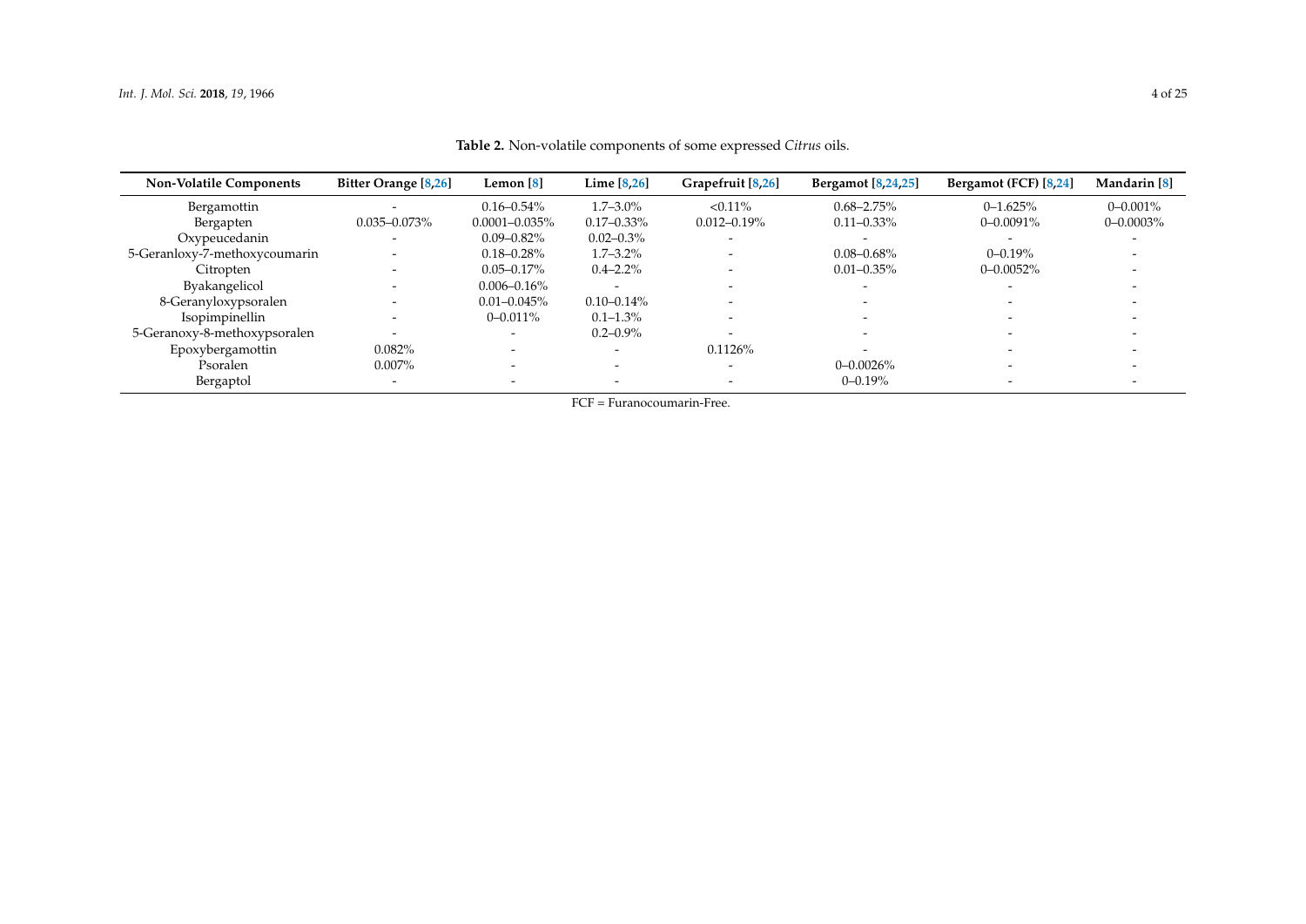**Table 2.** Non-volatile components of some expressed *Citrus* oils.

| Non-Volatile Components | Bitter Orange [8,26] | Lemon [8] | Lime [8,26] | Grapefruit [8,26] | Bergamot [8,24,25] | Bergamot (FCF) [8,24] | Mandarin [8] |
|---|---|---|---|---|---|---|---|
| Bergamottin | - | 0.16–0.54% | 1.7–3.0% | <0.11% | 0.68–2.75% | 0–1.625% | 0–0.001% |
| Bergapten | 0.035–0.073% | 0.0001–0.035% | 0.17–0.33% | 0.012–0.19% | 0.11–0.33% | 0–0.0091% | 0–0.0003% |
| Oxypeucedanin | - | 0.09–0.82% | 0.02–0.3% | - | - | - | - |
| 5-Geranloxy-7-methoxycoumarin | - | 0.18–0.28% | 1.7–3.2% | - | 0.08–0.68% | 0–0.19% | - |
| Citropten | - | 0.05–0.17% | 0.4–2.2% | - | 0.01–0.35% | 0–0.0052% | - |
| Byakangelicol | - | 0.006–0.16% | - | - | - | - | - |
| 8-Geranyloxypsoralen | - | 0.01–0.045% | 0.10–0.14% | - | - | - | - |
| Isopimpinellin | - | 0–0.011% | 0.1–1.3% | - | - | - | - |
| 5-Geranoxy-8-methoxypsoralen | - | - | 0.2–0.9% | - | - | - | - |
| Epoxybergamottin | 0.082% | - | - | 0.1126% | - | - | - |
| Psoralen | 0.007% | - | - | - | 0–0.0026% | - | - |
| Bergaptol | - | - | - | - | 0–0.19% | - | - |

FCF = Furanocoumarin-Free.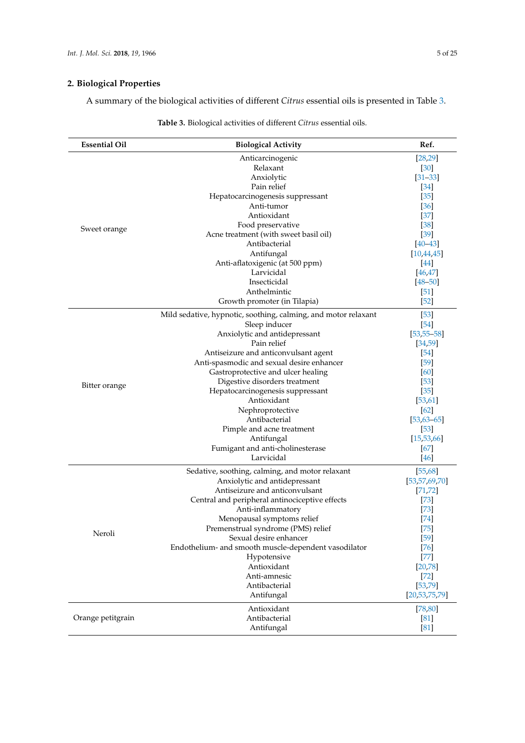## 2. Biological Properties

A summary of the biological activities of different *Citrus* essential oils is presented in Table 3.

**Table 3.** Biological activities of different *Citrus* essential oils.

| Essential Oil | Biological Activity | Ref. |
| --- | --- | --- |
| Sweet orange | Anticarcinogenic | [28,29] |
| | Relaxant | [30] |
| | Anxiolytic | [31–33] |
| | Pain relief | [34] |
| | Hepatocarcinogenesis suppressant | [35] |
| | Anti-tumor | [36] |
| | Antioxidant | [37] |
| | Food preservative | [38] |
| | Acne treatment (with sweet basil oil) | [39] |
| | Antibacterial | [40–43] |
| | Antifungal | [10,44,45] |
| | Anti-aflatoxigenic (at 500 ppm) | [44] |
| | Larvicidal | [46,47] |
| | Insecticidal | [48–50] |
| | Anthelmintic | [51] |
| | Growth promoter (in Tilapia) | [52] |
| Bitter orange | Mild sedative, hypnotic, soothing, calming, and motor relaxant | [53] |
| | Sleep inducer | [54] |
| | Anxiolytic and antidepressant | [53,55–58] |
| | Pain relief | [34,59] |
| | Antiseizure and anticonvulsant agent | [54] |
| | Anti-spasmodic and sexual desire enhancer | [59] |
| | Gastroprotective and ulcer healing | [60] |
| | Digestive disorders treatment | [53] |
| | Hepatocarcinogenesis suppressant | [35] |
| | Antioxidant | [53,61] |
| | Nephroprotective | [62] |
| | Antibacterial | [53,63–65] |
| | Pimple and acne treatment | [53] |
| | Antifungal | [15,53,66] |
| | Fumigant and anti-cholinesterase | [67] |
| | Larvicidal | [46] |
| Neroli | Sedative, soothing, calming, and motor relaxant | [55,68] |
| | Anxiolytic and antidepressant | [53,57,69,70] |
| | Antiseizure and anticonvulsant | [71,72] |
| | Central and peripheral antinociceptive effects | [73] |
| | Anti-inflammatory | [73] |
| | Menopausal symptoms relief | [74] |
| | Premenstrual syndrome (PMS) relief | [75] |
| | Sexual desire enhancer | [59] |
| | Endothelium- and smooth muscle-dependent vasodilator | [76] |
| | Hypotensive | [77] |
| | Antioxidant | [20,78] |
| | Anti-amnesic | [72] |
| | Antibacterial | [53,79] |
| | Antifungal | [20,53,75,79] |
| Orange petitgrain | Antioxidant | [78,80] |
| | Antibacterial | [81] |
| | Antifungal | [81] |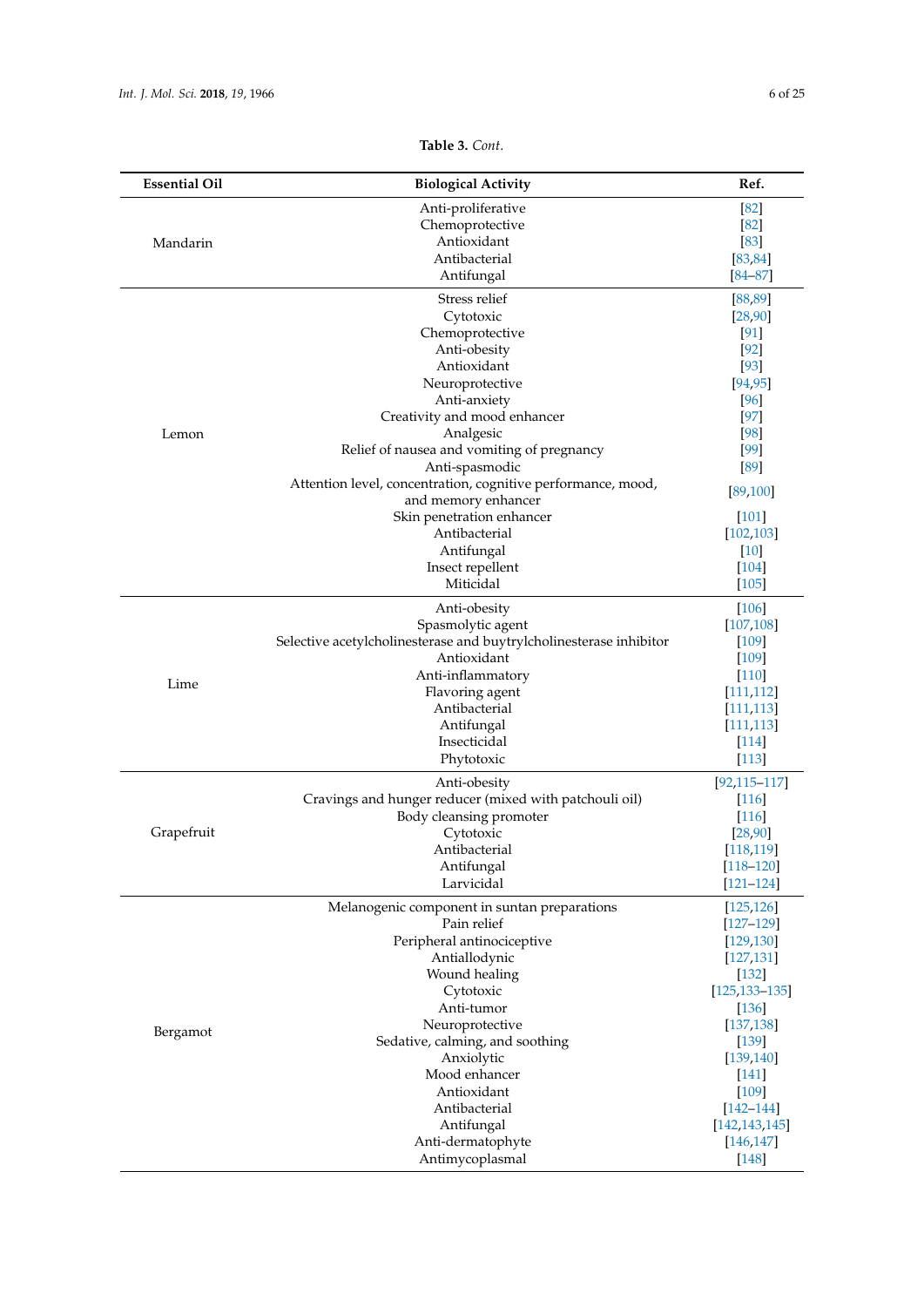**Table 3.** *Cont.*

| Essential Oil | Biological Activity | Ref. |
|---|---|---|
| Mandarin | Anti-proliferative | [82] |
| | Chemoprotective | [82] |
| | Antioxidant | [83] |
| | Antibacterial | [83,84] |
| | Antifungal | [84–87] |
| Lemon | Stress relief | [88,89] |
| | Cytotoxic | [28,90] |
| | Chemoprotective | [91] |
| | Anti-obesity | [92] |
| | Antioxidant | [93] |
| | Neuroprotective | [94,95] |
| | Anti-anxiety | [96] |
| | Creativity and mood enhancer | [97] |
| | Analgesic | [98] |
| | Relief of nausea and vomiting of pregnancy | [99] |
| | Anti-spasmodic | [89] |
| | Attention level, concentration, cognitive performance, mood, and memory enhancer | [89,100] |
| | Skin penetration enhancer | [101] |
| | Antibacterial | [102,103] |
| | Antifungal | [10] |
| | Insect repellent | [104] |
| | Miticidal | [105] |
| Lime | Anti-obesity | [106] |
| | Spasmolytic agent | [107,108] |
| | Selective acetylcholinesterase and buytrylcholinesterase inhibitor | [109] |
| | Antioxidant | [109] |
| | Anti-inflammatory | [110] |
| | Flavoring agent | [111,112] |
| | Antibacterial | [111,113] |
| | Antifungal | [111,113] |
| | Insecticidal | [114] |
| | Phytotoxic | [113] |
| Grapefruit | Anti-obesity | [92,115–117] |
| | Cravings and hunger reducer (mixed with patchouli oil) | [116] |
| | Body cleansing promoter | [116] |
| | Cytotoxic | [28,90] |
| | Antibacterial | [118,119] |
| | Antifungal | [118–120] |
| | Larvicidal | [121–124] |
| Bergamot | Melanogenic component in suntan preparations | [125,126] |
| | Pain relief | [127–129] |
| | Peripheral antinociceptive | [129,130] |
| | Antiallodynic | [127,131] |
| | Wound healing | [132] |
| | Cytotoxic | [125,133–135] |
| | Anti-tumor | [136] |
| | Neuroprotective | [137,138] |
| | Sedative, calming, and soothing | [139] |
| | Anxiolytic | [139,140] |
| | Mood enhancer | [141] |
| | Antioxidant | [109] |
| | Antibacterial | [142–144] |
| | Antifungal | [142,143,145] |
| | Anti-dermatophyte | [146,147] |
| | Antimycoplasmal | [148] |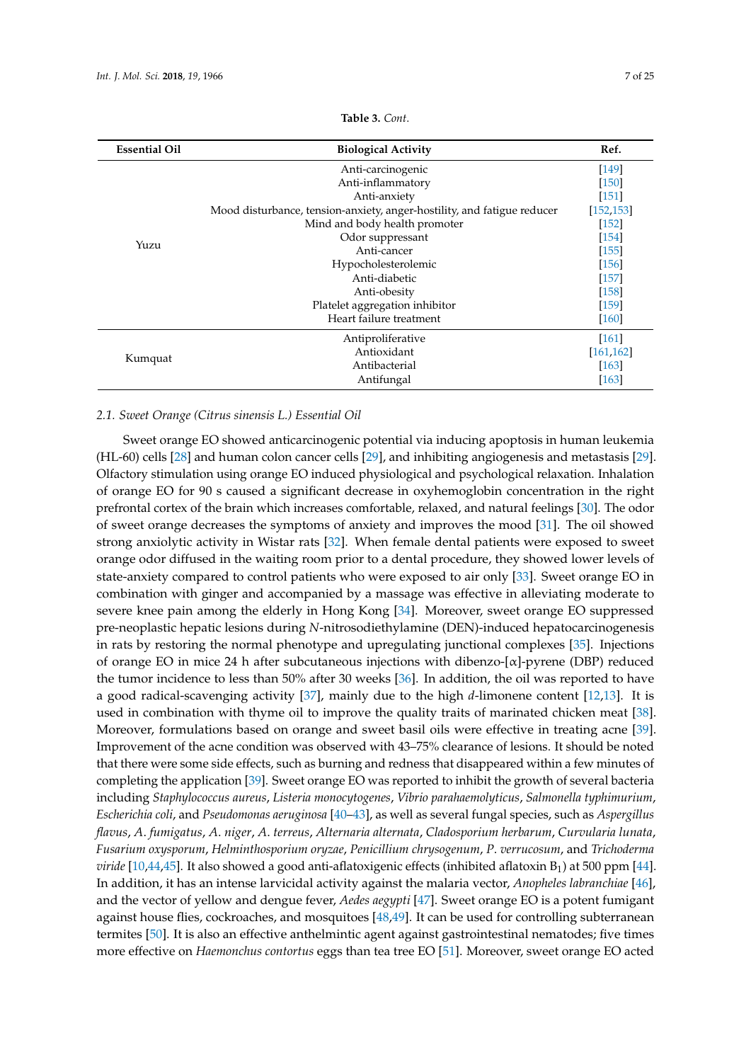**Table 3.** *Cont.*

| Essential Oil | Biological Activity | Ref. |
| --- | --- | --- |
| Yuzu | Anti-carcinogenic | [149] |
| | Anti-inflammatory | [150] |
| | Anti-anxiety | [151] |
| | Mood disturbance, tension-anxiety, anger-hostility, and fatigue reducer | [152,153] |
| | Mind and body health promoter | [152] |
| | Odor suppressant | [154] |
| | Anti-cancer | [155] |
| | Hypocholesterolemic | [156] |
| | Anti-diabetic | [157] |
| | Anti-obesity | [158] |
| | Platelet aggregation inhibitor | [159] |
| | Heart failure treatment | [160] |
| Kumquat | Antiproliferative | [161] |
| | Antioxidant | [161,162] |
| | Antibacterial | [163] |
| | Antifungal | [163] |

### 2.1. Sweet Orange (*Citrus sinensis* L.) Essential Oil

Sweet orange EO showed anticarcinogenic potential via inducing apoptosis in human leukemia (HL-60) cells [28] and human colon cancer cells [29], and inhibiting angiogenesis and metastasis [29]. Olfactory stimulation using orange EO induced physiological and psychological relaxation. Inhalation of orange EO for 90 s caused a significant decrease in oxyhemoglobin concentration in the right prefrontal cortex of the brain which increases comfortable, relaxed, and natural feelings [30]. The odor of sweet orange decreases the symptoms of anxiety and improves the mood [31]. The oil showed strong anxiolytic activity in Wistar rats [32]. When female dental patients were exposed to sweet orange odor diffused in the waiting room prior to a dental procedure, they showed lower levels of state-anxiety compared to control patients who were exposed to air only [33]. Sweet orange EO in combination with ginger and accompanied by a massage was effective in alleviating moderate to severe knee pain among the elderly in Hong Kong [34]. Moreover, sweet orange EO suppressed pre-neoplastic hepatic lesions during *N*-nitrosodiethylamine (DEN)-induced hepatocarcinogenesis in rats by restoring the normal phenotype and upregulating junctional complexes [35]. Injections of orange EO in mice 24 h after subcutaneous injections with dibenzo-[α]-pyrene (DBP) reduced the tumor incidence to less than 50% after 30 weeks [36]. In addition, the oil was reported to have a good radical-scavenging activity [37], mainly due to the high *d*-limonene content [12,13]. It is used in combination with thyme oil to improve the quality traits of marinated chicken meat [38]. Moreover, formulations based on orange and sweet basil oils were effective in treating acne [39]. Improvement of the acne condition was observed with 43–75% clearance of lesions. It should be noted that there were some side effects, such as burning and redness that disappeared within a few minutes of completing the application [39]. Sweet orange EO was reported to inhibit the growth of several bacteria including *Staphylococcus aureus*, *Listeria monocytogenes*, *Vibrio parahaemolyticus*, *Salmonella typhimurium*, *Escherichia coli*, and *Pseudomonas aeruginosa* [40–43], as well as several fungal species, such as *Aspergillus flavus*, *A. fumigatus*, *A. niger*, *A. terreus*, *Alternaria alternata*, *Cladosporium herbarum*, *Curvularia lunata*, *Fusarium oxysporum*, *Helminthosporium oryzae*, *Penicillium chrysogenum*, *P. verrucosum*, and *Trichoderma viride* [10,44,45]. It also showed a good anti-aflatoxigenic effects (inhibited aflatoxin $B_1$) at 500 ppm [44]. In addition, it has an intense larvicidal activity against the malaria vector, *Anopheles labranchiae* [46], and the vector of yellow and dengue fever, *Aedes aegypti* [47]. Sweet orange EO is a potent fumigant against house flies, cockroaches, and mosquitoes [48,49]. It can be used for controlling subterranean termites [50]. It is also an effective anthelmintic agent against gastrointestinal nematodes; five times more effective on *Haemonchus contortus* eggs than tea tree EO [51]. Moreover, sweet orange EO acted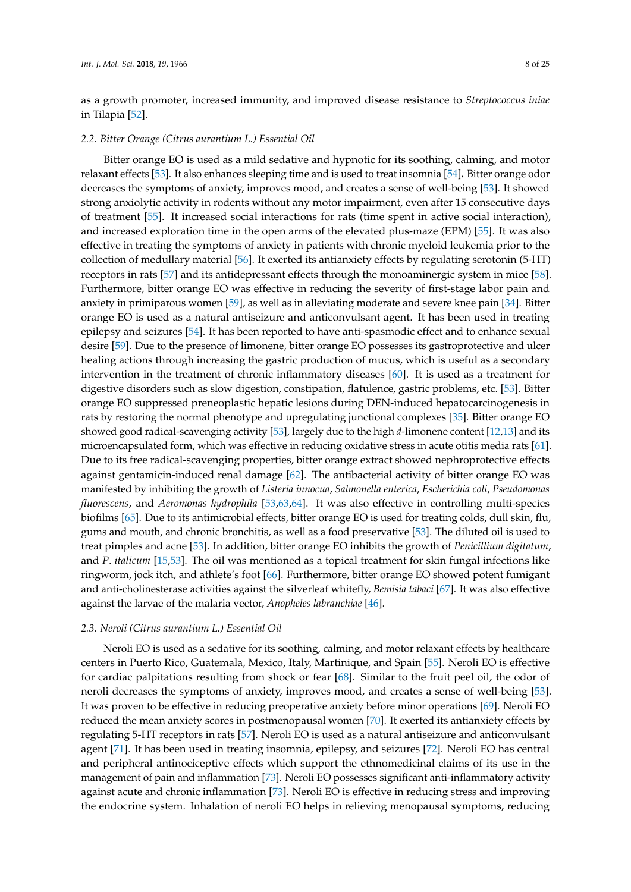as a growth promoter, increased immunity, and improved disease resistance to *Streptococcus iniae* in Tilapia [52].

### 2.2. Bitter Orange (*Citrus aurantium* L.) Essential Oil

Bitter orange EO is used as a mild sedative and hypnotic for its soothing, calming, and motor relaxant effects [53]. It also enhances sleeping time and is used to treat insomnia [54]. Bitter orange odor decreases the symptoms of anxiety, improves mood, and creates a sense of well-being [53]. It showed strong anxiolytic activity in rodents without any motor impairment, even after 15 consecutive days of treatment [55]. It increased social interactions for rats (time spent in active social interaction), and increased exploration time in the open arms of the elevated plus-maze (EPM) [55]. It was also effective in treating the symptoms of anxiety in patients with chronic myeloid leukemia prior to the collection of medullary material [56]. It exerted its antianxiety effects by regulating serotonin (5-HT) receptors in rats [57] and its antidepressant effects through the monoaminergic system in mice [58]. Furthermore, bitter orange EO was effective in reducing the severity of first-stage labor pain and anxiety in primiparous women [59], as well as in alleviating moderate and severe knee pain [34]. Bitter orange EO is used as a natural antiseizure and anticonvulsant agent. It has been used in treating epilepsy and seizures [54]. It has been reported to have anti-spasmodic effect and to enhance sexual desire [59]. Due to the presence of limonene, bitter orange EO possesses its gastroprotective and ulcer healing actions through increasing the gastric production of mucus, which is useful as a secondary intervention in the treatment of chronic inflammatory diseases [60]. It is used as a treatment for digestive disorders such as slow digestion, constipation, flatulence, gastric problems, etc. [53]. Bitter orange EO suppressed preneoplastic hepatic lesions during DEN-induced hepatocarcinogenesis in rats by restoring the normal phenotype and upregulating junctional complexes [35]. Bitter orange EO showed good radical-scavenging activity [53], largely due to the high *d*-limonene content [12,13] and its microencapsulated form, which was effective in reducing oxidative stress in acute otitis media rats [61]. Due to its free radical-scavenging properties, bitter orange extract showed nephroprotective effects against gentamicin-induced renal damage [62]. The antibacterial activity of bitter orange EO was manifested by inhibiting the growth of *Listeria innocua*, *Salmonella enterica*, *Escherichia coli*, *Pseudomonas fluorescens*, and *Aeromonas hydrophila* [53,63,64]. It was also effective in controlling multi-species biofilms [65]. Due to its antimicrobial effects, bitter orange EO is used for treating colds, dull skin, flu, gums and mouth, and chronic bronchitis, as well as a food preservative [53]. The diluted oil is used to treat pimples and acne [53]. In addition, bitter orange EO inhibits the growth of *Penicillium digitatum*, and *P. italicum* [15,53]. The oil was mentioned as a topical treatment for skin fungal infections like ringworm, jock itch, and athlete's foot [66]. Furthermore, bitter orange EO showed potent fumigant and anti-cholinesterase activities against the silverleaf whitefly, *Bemisia tabaci* [67]. It was also effective against the larvae of the malaria vector, *Anopheles labranchiae* [46].

### 2.3. Neroli (*Citrus aurantium* L.) Essential Oil

Neroli EO is used as a sedative for its soothing, calming, and motor relaxant effects by healthcare centers in Puerto Rico, Guatemala, Mexico, Italy, Martinique, and Spain [55]. Neroli EO is effective for cardiac palpitations resulting from shock or fear [68]. Similar to the fruit peel oil, the odor of neroli decreases the symptoms of anxiety, improves mood, and creates a sense of well-being [53]. It was proven to be effective in reducing preoperative anxiety before minor operations [69]. Neroli EO reduced the mean anxiety scores in postmenopausal women [70]. It exerted its antianxiety effects by regulating 5-HT receptors in rats [57]. Neroli EO is used as a natural antiseizure and anticonvulsant agent [71]. It has been used in treating insomnia, epilepsy, and seizures [72]. Neroli EO has central and peripheral antinociceptive effects which support the ethnomedicinal claims of its use in the management of pain and inflammation [73]. Neroli EO possesses significant anti-inflammatory activity against acute and chronic inflammation [73]. Neroli EO is effective in reducing stress and improving the endocrine system. Inhalation of neroli EO helps in relieving menopausal symptoms, reducing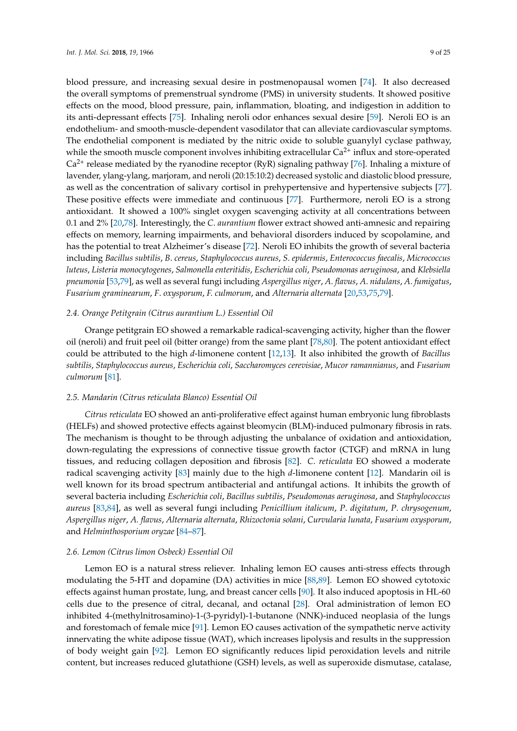blood pressure, and increasing sexual desire in postmenopausal women [74]. It also decreased the overall symptoms of premenstrual syndrome (PMS) in university students. It showed positive effects on the mood, blood pressure, pain, inflammation, bloating, and indigestion in addition to its anti-depressant effects [75]. Inhaling neroli odor enhances sexual desire [59]. Neroli EO is an endothelium- and smooth-muscle-dependent vasodilator that can alleviate cardiovascular symptoms. The endothelial component is mediated by the nitric oxide to soluble guanylyl cyclase pathway, while the smooth muscle component involves inhibiting extracellular $Ca^{2+}$ influx and store-operated $Ca^{2+}$ release mediated by the ryanodine receptor (RyR) signaling pathway [76]. Inhaling a mixture of lavender, ylang-ylang, marjoram, and neroli (20:15:10:2) decreased systolic and diastolic blood pressure, as well as the concentration of salivary cortisol in prehypertensive and hypertensive subjects [77]. These positive effects were immediate and continuous [77]. Furthermore, neroli EO is a strong antioxidant. It showed a 100% singlet oxygen scavenging activity at all concentrations between 0.1 and 2% [20,78]. Interestingly, the *C. aurantium* flower extract showed anti-amnesic and repairing effects on memory, learning impairments, and behavioral disorders induced by scopolamine, and has the potential to treat Alzheimer's disease [72]. Neroli EO inhibits the growth of several bacteria including *Bacillus subtilis*, *B. cereus*, *Staphylococcus aureus*, *S. epidermis*, *Enterococcus faecalis*, *Micrococcus luteus*, *Listeria monocytogenes*, *Salmonella enteritidis*, *Escherichia coli*, *Pseudomonas aeruginosa*, and *Klebsiella pneumonia* [53,79], as well as several fungi including *Aspergillus niger*, *A. flavus*, *A. nidulans*, *A. fumigatus*, *Fusarium graminearum*, *F. oxysporum*, *F. culmorum*, and *Alternaria alternata* [20,53,75,79].

### 2.4. Orange Petitgrain (*Citrus aurantium* L.) Essential Oil

Orange petitgrain EO showed a remarkable radical-scavenging activity, higher than the flower oil (neroli) and fruit peel oil (bitter orange) from the same plant [78,80]. The potent antioxidant effect could be attributed to the high *d*-limonene content [12,13]. It also inhibited the growth of *Bacillus subtilis*, *Staphylococcus aureus*, *Escherichia coli*, *Saccharomyces cerevisiae*, *Mucor ramannianus*, and *Fusarium culmorum* [81].

### 2.5. Mandarin (*Citrus reticulata* Blanco) Essential Oil

*Citrus reticulata* EO showed an anti-proliferative effect against human embryonic lung fibroblasts (HELFs) and showed protective effects against bleomycin (BLM)-induced pulmonary fibrosis in rats. The mechanism is thought to be through adjusting the unbalance of oxidation and antioxidation, down-regulating the expressions of connective tissue growth factor (CTGF) and mRNA in lung tissues, and reducing collagen deposition and fibrosis [82]. *C. reticulata* EO showed a moderate radical scavenging activity [83] mainly due to the high *d*-limonene content [12]. Mandarin oil is well known for its broad spectrum antibacterial and antifungal actions. It inhibits the growth of several bacteria including *Escherichia coli*, *Bacillus subtilis*, *Pseudomonas aeruginosa*, and *Staphylococcus aureus* [83,84], as well as several fungi including *Penicillium italicum*, *P. digitatum*, *P. chrysogenum*, *Aspergillus niger*, *A. flavus*, *Alternaria alternata*, *Rhizoctonia solani*, *Curvularia lunata*, *Fusarium oxysporum*, and *Helminthosporium oryzae* [84–87].

### 2.6. Lemon (*Citrus limon* Osbeck) Essential Oil

Lemon EO is a natural stress reliever. Inhaling lemon EO causes anti-stress effects through modulating the 5-HT and dopamine (DA) activities in mice [88,89]. Lemon EO showed cytotoxic effects against human prostate, lung, and breast cancer cells [90]. It also induced apoptosis in HL-60 cells due to the presence of citral, decanal, and octanal [28]. Oral administration of lemon EO inhibited 4-(methylnitrosamino)-1-(3-pyridyl)-1-butanone (NNK)-induced neoplasia of the lungs and forestomach of female mice [91]. Lemon EO causes activation of the sympathetic nerve activity innervating the white adipose tissue (WAT), which increases lipolysis and results in the suppression of body weight gain [92]. Lemon EO significantly reduces lipid peroxidation levels and nitrile content, but increases reduced glutathione (GSH) levels, as well as superoxide dismutase, catalase,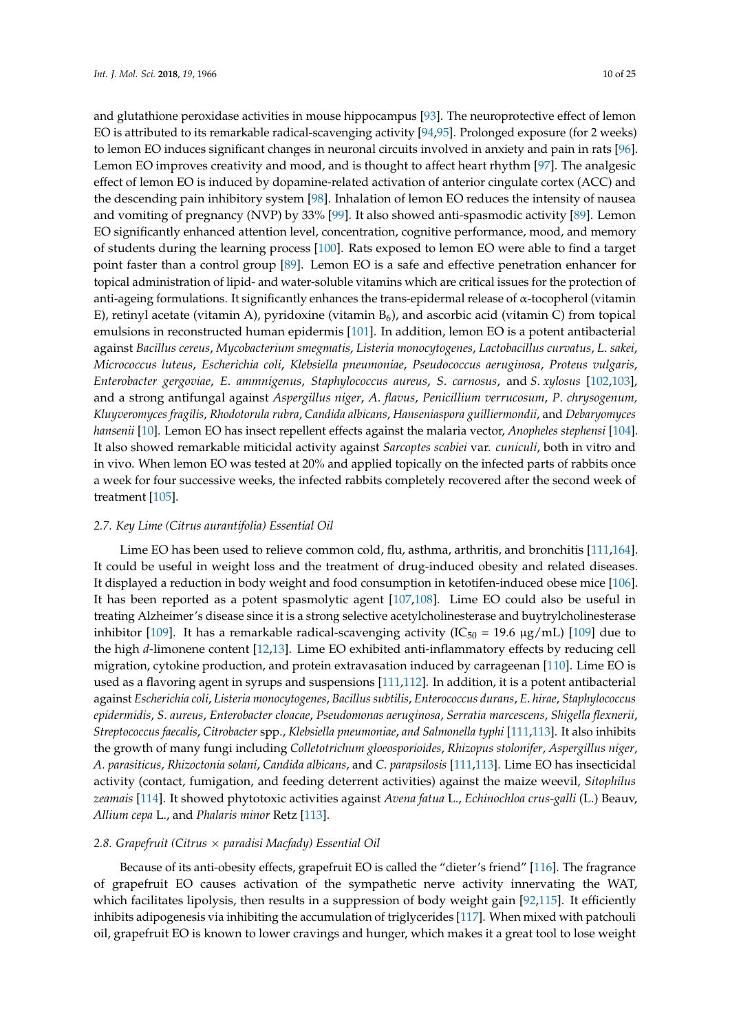and glutathione peroxidase activities in mouse hippocampus [93]. The neuroprotective effect of lemon EO is attributed to its remarkable radical-scavenging activity [94,95]. Prolonged exposure (for 2 weeks) to lemon EO induces significant changes in neuronal circuits involved in anxiety and pain in rats [96]. Lemon EO improves creativity and mood, and is thought to affect heart rhythm [97]. The analgesic effect of lemon EO is induced by dopamine-related activation of anterior cingulate cortex (ACC) and the descending pain inhibitory system [98]. Inhalation of lemon EO reduces the intensity of nausea and vomiting of pregnancy (NVP) by 33% [99]. It also showed anti-spasmodic activity [89]. Lemon EO significantly enhanced attention level, concentration, cognitive performance, mood, and memory of students during the learning process [100]. Rats exposed to lemon EO were able to find a target point faster than a control group [89]. Lemon EO is a safe and effective penetration enhancer for topical administration of lipid- and water-soluble vitamins which are critical issues for the protection of anti-ageing formulations. It significantly enhances the trans-epidermal release of α-tocopherol (vitamin E), retinyl acetate (vitamin A), pyridoxine (vitamin $B_6$), and ascorbic acid (vitamin C) from topical emulsions in reconstructed human epidermis [101]. In addition, lemon EO is a potent antibacterial against *Bacillus cereus*, *Mycobacterium smegmatis*, *Listeria monocytogenes*, *Lactobacillus curvatus*, *L. sakei*, *Micrococcus luteus*, *Escherichia coli*, *Klebsiella pneumoniae*, *Pseudococcus aeruginosa*, *Proteus vulgaris*, *Enterobacter gergoviae*, *E. ammnigenus*, *Staphylococcus aureus*, *S. carnosus*, and *S. xylosus* [102,103], and a strong antifungal against *Aspergillus niger*, *A. flavus*, *Penicillium verrucosum*, *P. chrysogenum, Kluyveromyces fragilis*, *Rhodotorula rubra*, *Candida albicans*, *Hanseniaspora guilliermondii*, and *Debaryomyces hansenii* [10]. Lemon EO has insect repellent effects against the malaria vector, *Anopheles stephensi* [104]. It also showed remarkable miticidal activity against *Sarcoptes scabiei* var. *cuniculi*, both in vitro and in vivo. When lemon EO was tested at 20% and applied topically on the infected parts of rabbits once a week for four successive weeks, the infected rabbits completely recovered after the second week of treatment [105].

### 2.7. Key Lime (*Citrus aurantifolia*) Essential Oil

Lime EO has been used to relieve common cold, flu, asthma, arthritis, and bronchitis [111,164]. It could be useful in weight loss and the treatment of drug-induced obesity and related diseases. It displayed a reduction in body weight and food consumption in ketotifen-induced obese mice [106]. It has been reported as a potent spasmolytic agent [107,108]. Lime EO could also be useful in treating Alzheimer's disease since it is a strong selective acetylcholinesterase and buytrylcholinesterase inhibitor [109]. It has a remarkable radical-scavenging activity ($IC_{50}$ = 19.6 μg/mL) [109] due to the high *d*-limonene content [12,13]. Lime EO exhibited anti-inflammatory effects by reducing cell migration, cytokine production, and protein extravasation induced by carrageenan [110]. Lime EO is used as a flavoring agent in syrups and suspensions [111,112]. In addition, it is a potent antibacterial against *Escherichia coli*, *Listeria monocytogenes*, *Bacillus subtilis*, *Enterococcus durans*, *E. hirae*, *Staphylococcus epidermidis*, *S. aureus*, *Enterobacter cloacae*, *Pseudomonas aeruginosa*, *Serratia marcescens*, *Shigella flexnerii*, *Streptococcus faecalis*, *Citrobacter* spp., *Klebsiella pneumoniae, and Salmonella typhi* [111,113]. It also inhibits the growth of many fungi including *Colletotrichum gloeosporioides*, *Rhizopus stolonifer*, *Aspergillus niger*, *A. parasiticus*, *Rhizoctonia solani*, *Candida albicans*, and *C. parapsilosis* [111,113]. Lime EO has insecticidal activity (contact, fumigation, and feeding deterrent activities) against the maize weevil, *Sitophilus zeamais* [114]. It showed phytotoxic activities against *Avena fatua* L., *Echinochloa crus-galli* (L.) Beauv, *Allium cepa* L., and *Phalaris minor* Retz [113].

### 2.8. Grapefruit (*Citrus × paradisi Macfady*) Essential Oil

Because of its anti-obesity effects, grapefruit EO is called the "dieter's friend" [116]. The fragrance of grapefruit EO causes activation of the sympathetic nerve activity innervating the WAT, which facilitates lipolysis, then results in a suppression of body weight gain [92,115]. It efficiently inhibits adipogenesis via inhibiting the accumulation of triglycerides [117]. When mixed with patchouli oil, grapefruit EO is known to lower cravings and hunger, which makes it a great tool to lose weight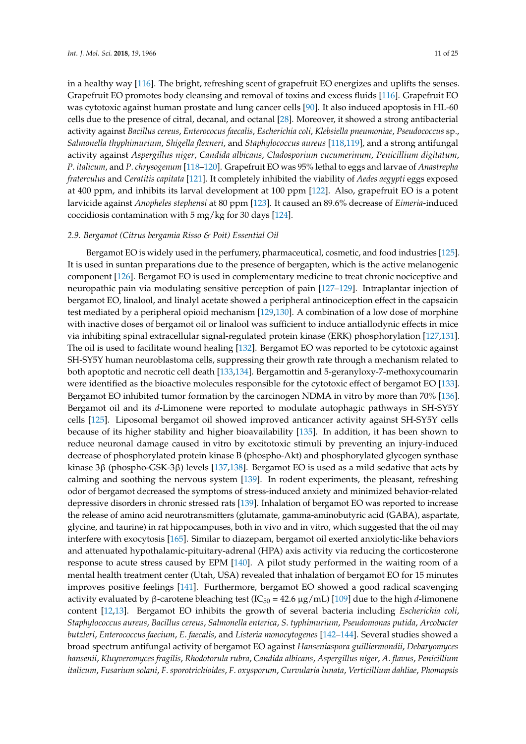in a healthy way [116]. The bright, refreshing scent of grapefruit EO energizes and uplifts the senses. Grapefruit EO promotes body cleansing and removal of toxins and excess fluids [116]. Grapefruit EO was cytotoxic against human prostate and lung cancer cells [90]. It also induced apoptosis in HL-60 cells due to the presence of citral, decanal, and octanal [28]. Moreover, it showed a strong antibacterial activity against *Bacillus cereus*, *Enterococus faecalis*, *Escherichia coli*, *Klebsiella pneumoniae*, *Pseudococcus* sp., *Salmonella thyphimurium*, *Shigella flexneri*, and *Staphylococcus aureus* [118,119], and a strong antifungal activity against *Aspergillus niger*, *Candida albicans*, *Cladosporium cucumerinum*, *Penicillium digitatum*, *P. italicum*, and *P. chrysogenum* [118–120]. Grapefruit EO was 95% lethal to eggs and larvae of *Anastrepha fraterculus* and *Ceratitis capitata* [121]. It completely inhibited the viability of *Aedes aegypti* eggs exposed at 400 ppm, and inhibits its larval development at 100 ppm [122]. Also, grapefruit EO is a potent larvicide against *Anopheles stephensi* at 80 ppm [123]. It caused an 89.6% decrease of *Eimeria*-induced coccidiosis contamination with 5 mg/kg for 30 days [124].

### 2.9. Bergamot (*Citrus bergamia* Risso & Poit) Essential Oil

Bergamot EO is widely used in the perfumery, pharmaceutical, cosmetic, and food industries [125]. It is used in suntan preparations due to the presence of bergapten, which is the active melanogenic component [126]. Bergamot EO is used in complementary medicine to treat chronic nociceptive and neuropathic pain via modulating sensitive perception of pain [127–129]. Intraplantar injection of bergamot EO, linalool, and linalyl acetate showed a peripheral antinociception effect in the capsaicin test mediated by a peripheral opioid mechanism [129,130]. A combination of a low dose of morphine with inactive doses of bergamot oil or linalool was sufficient to induce antiallodynic effects in mice via inhibiting spinal extracellular signal-regulated protein kinase (ERK) phosphorylation [127,131]. The oil is used to facilitate wound healing [132]. Bergamot EO was reported to be cytotoxic against SH-SY5Y human neuroblastoma cells, suppressing their growth rate through a mechanism related to both apoptotic and necrotic cell death [133,134]. Bergamottin and 5-geranyloxy-7-methoxycoumarin were identified as the bioactive molecules responsible for the cytotoxic effect of bergamot EO [133]. Bergamot EO inhibited tumor formation by the carcinogen NDMA in vitro by more than 70% [136]. Bergamot oil and its *d*-Limonene were reported to modulate autophagic pathways in SH-SY5Y cells [125]. Liposomal bergamot oil showed improved anticancer activity against SH-SY5Y cells because of its higher stability and higher bioavailability [135]. In addition, it has been shown to reduce neuronal damage caused in vitro by excitotoxic stimuli by preventing an injury-induced decrease of phosphorylated protein kinase B (phospho-Akt) and phosphorylated glycogen synthase kinase 3β (phospho-GSK-3β) levels [137,138]. Bergamot EO is used as a mild sedative that acts by calming and soothing the nervous system [139]. In rodent experiments, the pleasant, refreshing odor of bergamot decreased the symptoms of stress-induced anxiety and minimized behavior-related depressive disorders in chronic stressed rats [139]. Inhalation of bergamot EO was reported to increase the release of amino acid neurotransmitters (glutamate, gamma-aminobutyric acid (GABA), aspartate, glycine, and taurine) in rat hippocampuses, both in vivo and in vitro, which suggested that the oil may interfere with exocytosis [165]. Similar to diazepam, bergamot oil exerted anxiolytic-like behaviors and attenuated hypothalamic-pituitary-adrenal (HPA) axis activity via reducing the corticosterone response to acute stress caused by EPM [140]. A pilot study performed in the waiting room of a mental health treatment center (Utah, USA) revealed that inhalation of bergamot EO for 15 minutes improves positive feelings [141]. Furthermore, bergamot EO showed a good radical scavenging activity evaluated by β-carotene bleaching test ($IC_{50}$ = 42.6 μg/mL) [109] due to the high *d*-limonene content [12,13]. Bergamot EO inhibits the growth of several bacteria including *Escherichia coli*, *Staphylococcus aureus*, *Bacillus cereus*, *Salmonella enterica*, *S. typhimurium*, *Pseudomonas putida*, *Arcobacter butzleri*, *Enterococcus faecium*, *E. faecalis*, and *Listeria monocytogenes* [142–144]. Several studies showed a broad spectrum antifungal activity of bergamot EO against *Hanseniaspora guilliermondii*, *Debaryomyces hansenii*, *Kluyveromyces fragilis*, *Rhodotorula rubra*, *Candida albicans*, *Aspergillus niger*, *A. flavus*, *Penicillium italicum*, *Fusarium solani*, *F. sporotrichioides*, *F. oxysporum*, *Curvularia lunata*, *Verticillium dahliae*, *Phomopsis*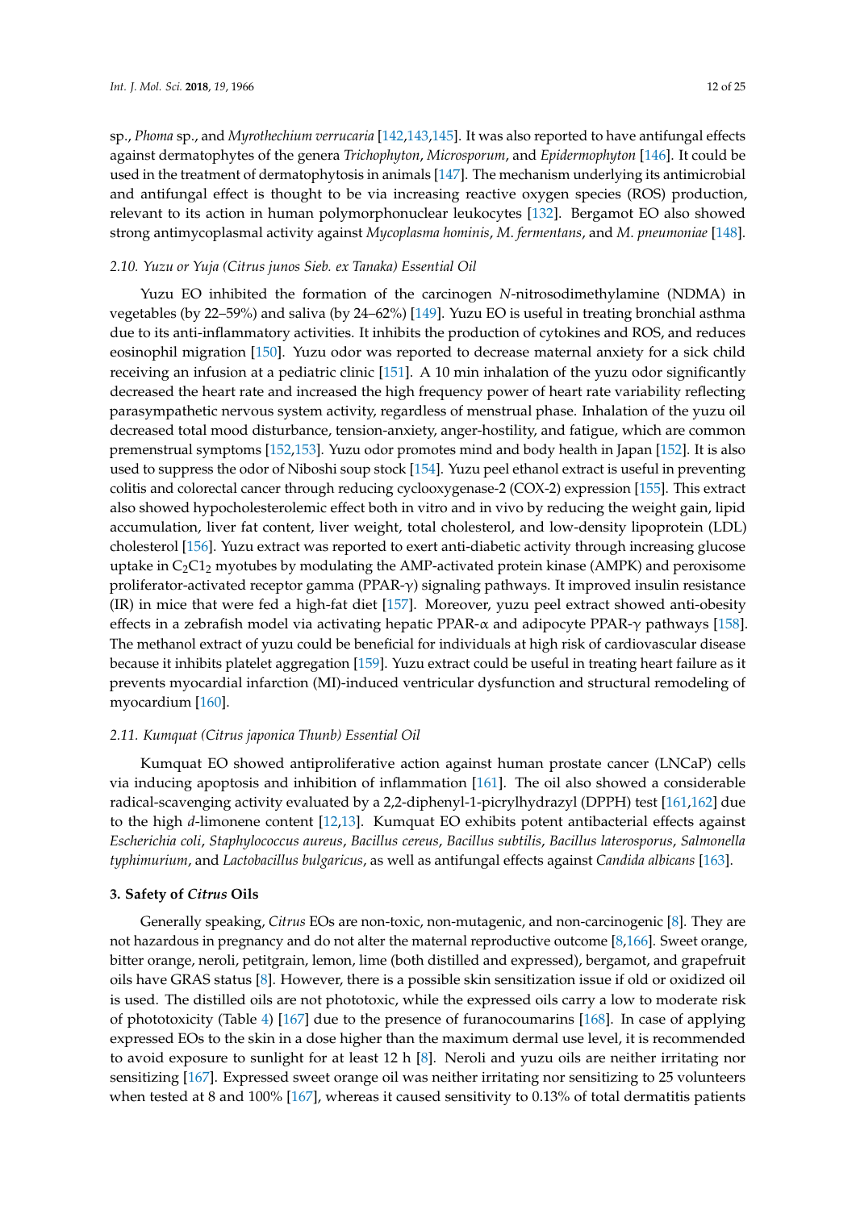sp., *Phoma* sp., and *Myrothechium verrucaria* [142,143,145]. It was also reported to have antifungal effects against dermatophytes of the genera *Trichophyton*, *Microsporum*, and *Epidermophyton* [146]. It could be used in the treatment of dermatophytosis in animals [147]. The mechanism underlying its antimicrobial and antifungal effect is thought to be via increasing reactive oxygen species (ROS) production, relevant to its action in human polymorphonuclear leukocytes [132]. Bergamot EO also showed strong antimycoplasmal activity against *Mycoplasma hominis*, *M. fermentans*, and *M. pneumoniae* [148].

### 2.10. Yuzu or Yuja (*Citrus junos* Sieb. ex Tanaka) Essential Oil

Yuzu EO inhibited the formation of the carcinogen *N*-nitrosodimethylamine (NDMA) in vegetables (by 22–59%) and saliva (by 24–62%) [149]. Yuzu EO is useful in treating bronchial asthma due to its anti-inflammatory activities. It inhibits the production of cytokines and ROS, and reduces eosinophil migration [150]. Yuzu odor was reported to decrease maternal anxiety for a sick child receiving an infusion at a pediatric clinic [151]. A 10 min inhalation of the yuzu odor significantly decreased the heart rate and increased the high frequency power of heart rate variability reflecting parasympathetic nervous system activity, regardless of menstrual phase. Inhalation of the yuzu oil decreased total mood disturbance, tension-anxiety, anger-hostility, and fatigue, which are common premenstrual symptoms [152,153]. Yuzu odor promotes mind and body health in Japan [152]. It is also used to suppress the odor of Niboshi soup stock [154]. Yuzu peel ethanol extract is useful in preventing colitis and colorectal cancer through reducing cyclooxygenase-2 (COX-2) expression [155]. This extract also showed hypocholesterolemic effect both in vitro and in vivo by reducing the weight gain, lipid accumulation, liver fat content, liver weight, total cholesterol, and low-density lipoprotein (LDL) cholesterol [156]. Yuzu extract was reported to exert anti-diabetic activity through increasing glucose uptake in $C_2C1_2$ myotubes by modulating the AMP-activated protein kinase (AMPK) and peroxisome proliferator-activated receptor gamma (PPAR-$\gamma$) signaling pathways. It improved insulin resistance (IR) in mice that were fed a high-fat diet [157]. Moreover, yuzu peel extract showed anti-obesity effects in a zebrafish model via activating hepatic PPAR-$\alpha$ and adipocyte PPAR-$\gamma$ pathways [158]. The methanol extract of yuzu could be beneficial for individuals at high risk of cardiovascular disease because it inhibits platelet aggregation [159]. Yuzu extract could be useful in treating heart failure as it prevents myocardial infarction (MI)-induced ventricular dysfunction and structural remodeling of myocardium [160].

### 2.11. Kumquat (*Citrus japonica* Thunb) Essential Oil

Kumquat EO showed antiproliferative action against human prostate cancer (LNCaP) cells via inducing apoptosis and inhibition of inflammation [161]. The oil also showed a considerable radical-scavenging activity evaluated by a 2,2-diphenyl-1-picrylhydrazyl (DPPH) test [161,162] due to the high *d*-limonene content [12,13]. Kumquat EO exhibits potent antibacterial effects against *Escherichia coli*, *Staphylococcus aureus*, *Bacillus cereus*, *Bacillus subtilis*, *Bacillus laterosporus*, *Salmonella typhimurium*, and *Lactobacillus bulgaricus*, as well as antifungal effects against *Candida albicans* [163].

## 3. Safety of *Citrus* Oils

Generally speaking, *Citrus* EOs are non-toxic, non-mutagenic, and non-carcinogenic [8]. They are not hazardous in pregnancy and do not alter the maternal reproductive outcome [8,166]. Sweet orange, bitter orange, neroli, petitgrain, lemon, lime (both distilled and expressed), bergamot, and grapefruit oils have GRAS status [8]. However, there is a possible skin sensitization issue if old or oxidized oil is used. The distilled oils are not phototoxic, while the expressed oils carry a low to moderate risk of phototoxicity (Table 4) [167] due to the presence of furanocoumarins [168]. In case of applying expressed EOs to the skin in a dose higher than the maximum dermal use level, it is recommended to avoid exposure to sunlight for at least 12 h [8]. Neroli and yuzu oils are neither irritating nor sensitizing [167]. Expressed sweet orange oil was neither irritating nor sensitizing to 25 volunteers when tested at 8 and 100% [167], whereas it caused sensitivity to 0.13% of total dermatitis patients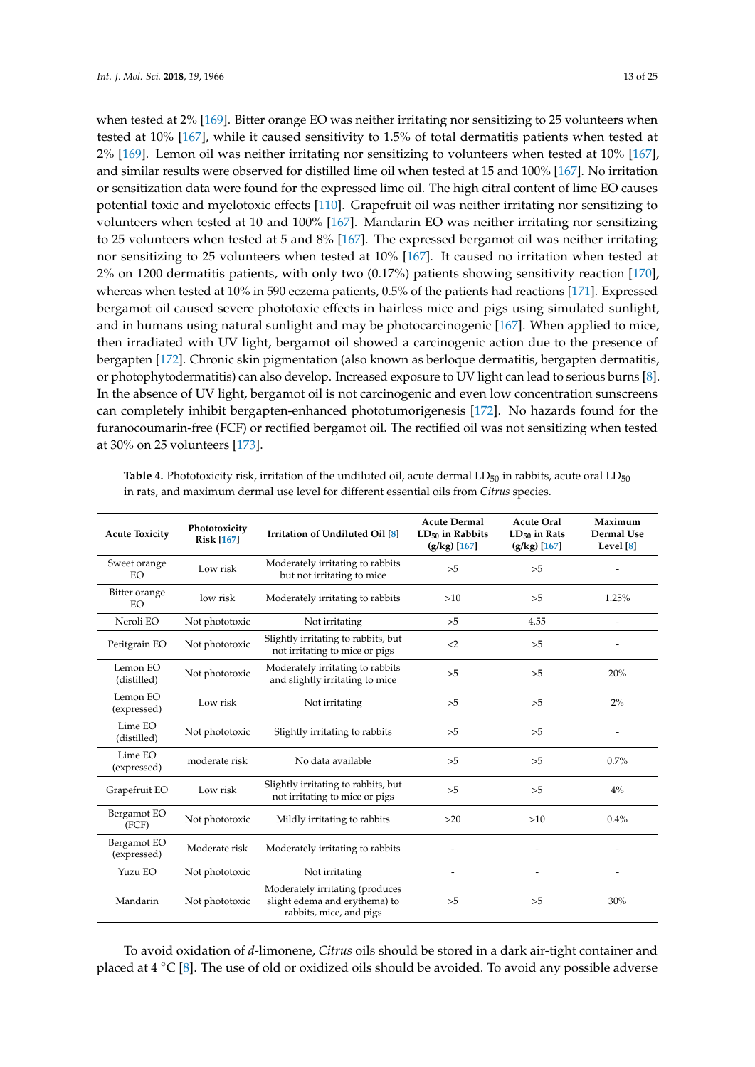when tested at 2% [169]. Bitter orange EO was neither irritating nor sensitizing to 25 volunteers when tested at 10% [167], while it caused sensitivity to 1.5% of total dermatitis patients when tested at 2% [169]. Lemon oil was neither irritating nor sensitizing to volunteers when tested at 10% [167], and similar results were observed for distilled lime oil when tested at 15 and 100% [167]. No irritation or sensitization data were found for the expressed lime oil. The high citral content of lime EO causes potential toxic and myelotoxic effects [110]. Grapefruit oil was neither irritating nor sensitizing to volunteers when tested at 10 and 100% [167]. Mandarin EO was neither irritating nor sensitizing to 25 volunteers when tested at 5 and 8% [167]. The expressed bergamot oil was neither irritating nor sensitizing to 25 volunteers when tested at 10% [167]. It caused no irritation when tested at 2% on 1200 dermatitis patients, with only two (0.17%) patients showing sensitivity reaction [170], whereas when tested at 10% in 590 eczema patients, 0.5% of the patients had reactions [171]. Expressed bergamot oil caused severe phototoxic effects in hairless mice and pigs using simulated sunlight, and in humans using natural sunlight and may be photocarcinogenic [167]. When applied to mice, then irradiated with UV light, bergamot oil showed a carcinogenic action due to the presence of bergapten [172]. Chronic skin pigmentation (also known as berloque dermatitis, bergapten dermatitis, or photophytodermatitis) can also develop. Increased exposure to UV light can lead to serious burns [8]. In the absence of UV light, bergamot oil is not carcinogenic and even low concentration sunscreens can completely inhibit bergapten-enhanced phototumorigenesis [172]. No hazards found for the furanocoumarin-free (FCF) or rectified bergamot oil. The rectified oil was not sensitizing when tested at 30% on 25 volunteers [173].

**Table 4.** Phototoxicity risk, irritation of the undiluted oil, acute dermal $LD_{50}$ in rabbits, acute oral $LD_{50}$ in rats, and maximum dermal use level for different essential oils from *Citrus* species.

| Acute Toxicity | Phototoxicity Risk [167] | Irritation of Undiluted Oil [8] | Acute Dermal $LD_{50}$ in Rabbits (g/kg) [167] | Acute Oral $LD_{50}$ in Rats (g/kg) [167] | Maximum Dermal Use Level [8] |
|---|---|---|---|---|---|
| Sweet orange EO | Low risk | Moderately irritating to rabbits but not irritating to mice | >5 | >5 | - |
| Bitter orange EO | low risk | Moderately irritating to rabbits | >10 | >5 | 1.25% |
| Neroli EO | Not phototoxic | Not irritating | >5 | 4.55 | - |
| Petitgrain EO | Not phototoxic | Slightly irritating to rabbits, but not irritating to mice or pigs | <2 | >5 | - |
| Lemon EO (distilled) | Not phototoxic | Moderately irritating to rabbits and slightly irritating to mice | >5 | >5 | 20% |
| Lemon EO (expressed) | Low risk | Not irritating | >5 | >5 | 2% |
| Lime EO (distilled) | Not phototoxic | Slightly irritating to rabbits | >5 | >5 | - |
| Lime EO (expressed) | moderate risk | No data available | >5 | >5 | 0.7% |
| Grapefruit EO | Low risk | Slightly irritating to rabbits, but not irritating to mice or pigs | >5 | >5 | 4% |
| Bergamot EO (FCF) | Not phototoxic | Mildly irritating to rabbits | >20 | >10 | 0.4% |
| Bergamot EO (expressed) | Moderate risk | Moderately irritating to rabbits | - | - | - |
| Yuzu EO | Not phototoxic | Not irritating | - | - | - |
| Mandarin | Not phototoxic | Moderately irritating (produces slight edema and erythema) to rabbits, mice, and pigs | >5 | >5 | 30% |

To avoid oxidation of *d*-limonene, *Citrus* oils should be stored in a dark air-tight container and placed at 4 °C [8]. The use of old or oxidized oils should be avoided. To avoid any possible adverse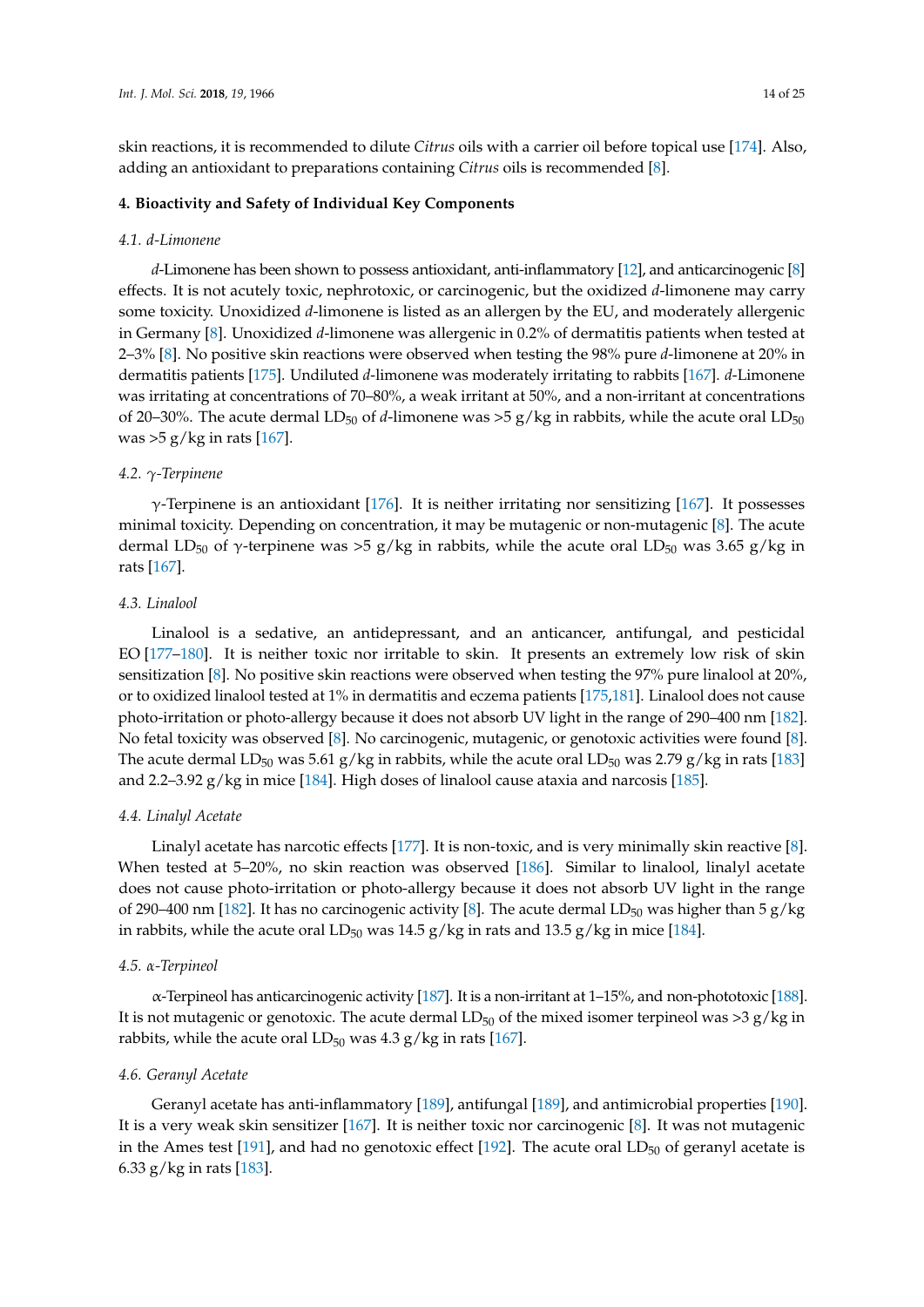skin reactions, it is recommended to dilute *Citrus* oils with a carrier oil before topical use [174]. Also, adding an antioxidant to preparations containing *Citrus* oils is recommended [8].

## 4. Bioactivity and Safety of Individual Key Components

### 4.1. d-Limonene

*d*-Limonene has been shown to possess antioxidant, anti-inflammatory [12], and anticarcinogenic [8] effects. It is not acutely toxic, nephrotoxic, or carcinogenic, but the oxidized *d*-limonene may carry some toxicity. Unoxidized *d*-limonene is listed as an allergen by the EU, and moderately allergenic in Germany [8]. Unoxidized *d*-limonene was allergenic in 0.2% of dermatitis patients when tested at 2–3% [8]. No positive skin reactions were observed when testing the 98% pure *d*-limonene at 20% in dermatitis patients [175]. Undiluted *d*-limonene was moderately irritating to rabbits [167]. *d*-Limonene was irritating at concentrations of 70–80%, a weak irritant at 50%, and a non-irritant at concentrations of 20–30%. The acute dermal $LD_{50}$ of *d*-limonene was >5 g/kg in rabbits, while the acute oral $LD_{50}$ was >5 g/kg in rats [167].

### 4.2. γ-Terpinene

γ-Terpinene is an antioxidant [176]. It is neither irritating nor sensitizing [167]. It possesses minimal toxicity. Depending on concentration, it may be mutagenic or non-mutagenic [8]. The acute dermal $LD_{50}$ of γ-terpinene was >5 g/kg in rabbits, while the acute oral $LD_{50}$ was 3.65 g/kg in rats [167].

### 4.3. Linalool

Linalool is a sedative, an antidepressant, and an anticancer, antifungal, and pesticidal EO [177–180]. It is neither toxic nor irritable to skin. It presents an extremely low risk of skin sensitization [8]. No positive skin reactions were observed when testing the 97% pure linalool at 20%, or to oxidized linalool tested at 1% in dermatitis and eczema patients [175,181]. Linalool does not cause photo-irritation or photo-allergy because it does not absorb UV light in the range of 290–400 nm [182]. No fetal toxicity was observed [8]. No carcinogenic, mutagenic, or genotoxic activities were found [8]. The acute dermal $LD_{50}$ was 5.61 g/kg in rabbits, while the acute oral $LD_{50}$ was 2.79 g/kg in rats [183] and 2.2–3.92 g/kg in mice [184]. High doses of linalool cause ataxia and narcosis [185].

### 4.4. Linalyl Acetate

Linalyl acetate has narcotic effects [177]. It is non-toxic, and is very minimally skin reactive [8]. When tested at 5–20%, no skin reaction was observed [186]. Similar to linalool, linalyl acetate does not cause photo-irritation or photo-allergy because it does not absorb UV light in the range of 290–400 nm [182]. It has no carcinogenic activity [8]. The acute dermal $LD_{50}$ was higher than 5 g/kg in rabbits, while the acute oral $LD_{50}$ was 14.5 g/kg in rats and 13.5 g/kg in mice [184].

### 4.5. α-Terpineol

α-Terpineol has anticarcinogenic activity [187]. It is a non-irritant at 1–15%, and non-phototoxic [188]. It is not mutagenic or genotoxic. The acute dermal $LD_{50}$ of the mixed isomer terpineol was >3 g/kg in rabbits, while the acute oral $LD_{50}$ was 4.3 g/kg in rats [167].

### 4.6. Geranyl Acetate

Geranyl acetate has anti-inflammatory [189], antifungal [189], and antimicrobial properties [190]. It is a very weak skin sensitizer [167]. It is neither toxic nor carcinogenic [8]. It was not mutagenic in the Ames test [191], and had no genotoxic effect [192]. The acute oral $LD_{50}$ of geranyl acetate is 6.33 g/kg in rats [183].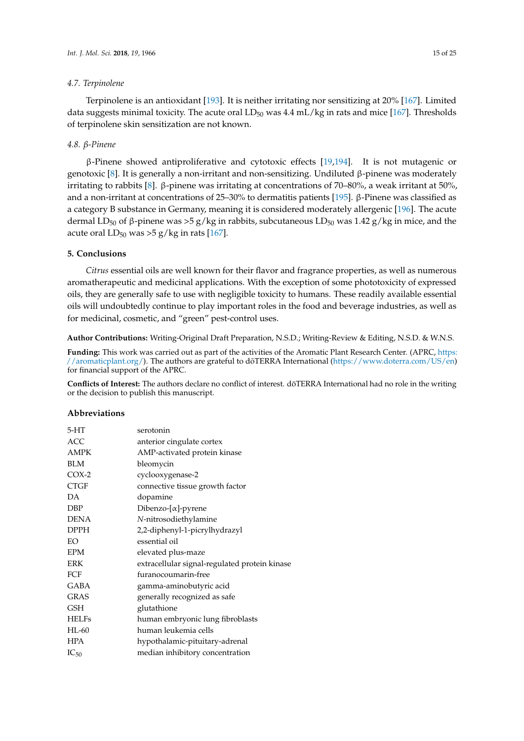### 4.7. Terpinolene

Terpinolene is an antioxidant [193]. It is neither irritating nor sensitizing at 20% [167]. Limited data suggests minimal toxicity. The acute oral $LD_{50}$ was 4.4 mL/kg in rats and mice [167]. Thresholds of terpinolene skin sensitization are not known.

### 4.8. β-Pinene

β-Pinene showed antiproliferative and cytotoxic effects [19,194]. It is not mutagenic or genotoxic [8]. It is generally a non-irritant and non-sensitizing. Undiluted β-pinene was moderately irritating to rabbits [8]. β-pinene was irritating at concentrations of 70–80%, a weak irritant at 50%, and a non-irritant at concentrations of 25–30% to dermatitis patients [195]. β-Pinene was classified as a category B substance in Germany, meaning it is considered moderately allergenic [196]. The acute dermal $LD_{50}$ of β-pinene was >5 g/kg in rabbits, subcutaneous $LD_{50}$ was 1.42 g/kg in mice, and the acute oral $LD_{50}$ was >5 g/kg in rats [167].

## 5. Conclusions

*Citrus* essential oils are well known for their flavor and fragrance properties, as well as numerous aromatherapeutic and medicinal applications. With the exception of some phototoxicity of expressed oils, they are generally safe to use with negligible toxicity to humans. These readily available essential oils will undoubtedly continue to play important roles in the food and beverage industries, as well as for medicinal, cosmetic, and "green" pest-control uses.

**Author Contributions:** Writing-Original Draft Preparation, N.S.D.; Writing-Review & Editing, N.S.D. & W.N.S.

**Funding:** This work was carried out as part of the activities of the Aromatic Plant Research Center. (APRC, https://aromaticplant.org/). The authors are grateful to dōTERRA International (https://www.doterra.com/US/en) for financial support of the APRC.

**Conflicts of Interest:** The authors declare no conflict of interest. dōTERRA International had no role in the writing or the decision to publish this manuscript.

## Abbreviations

| | |
|---|---|
| 5-HT | serotonin |
| ACC | anterior cingulate cortex |
| AMPK | AMP-activated protein kinase |
| BLM | bleomycin |
| COX-2 | cyclooxygenase-2 |
| CTGF | connective tissue growth factor |
| DA | dopamine |
| DBP | Dibenzo-[α]-pyrene |
| DENA | *N*-nitrosodiethylamine |
| DPPH | 2,2-diphenyl-1-picrylhydrazyl |
| EO | essential oil |
| EPM | elevated plus-maze |
| ERK | extracellular signal-regulated protein kinase |
| FCF | furanocoumarin-free |
| GABA | gamma-aminobutyric acid |
| GRAS | generally recognized as safe |
| GSH | glutathione |
| HELFs | human embryonic lung fibroblasts |
| HL-60 | human leukemia cells |
| HPA | hypothalamic-pituitary-adrenal |
| $IC_{50}$ | median inhibitory concentration |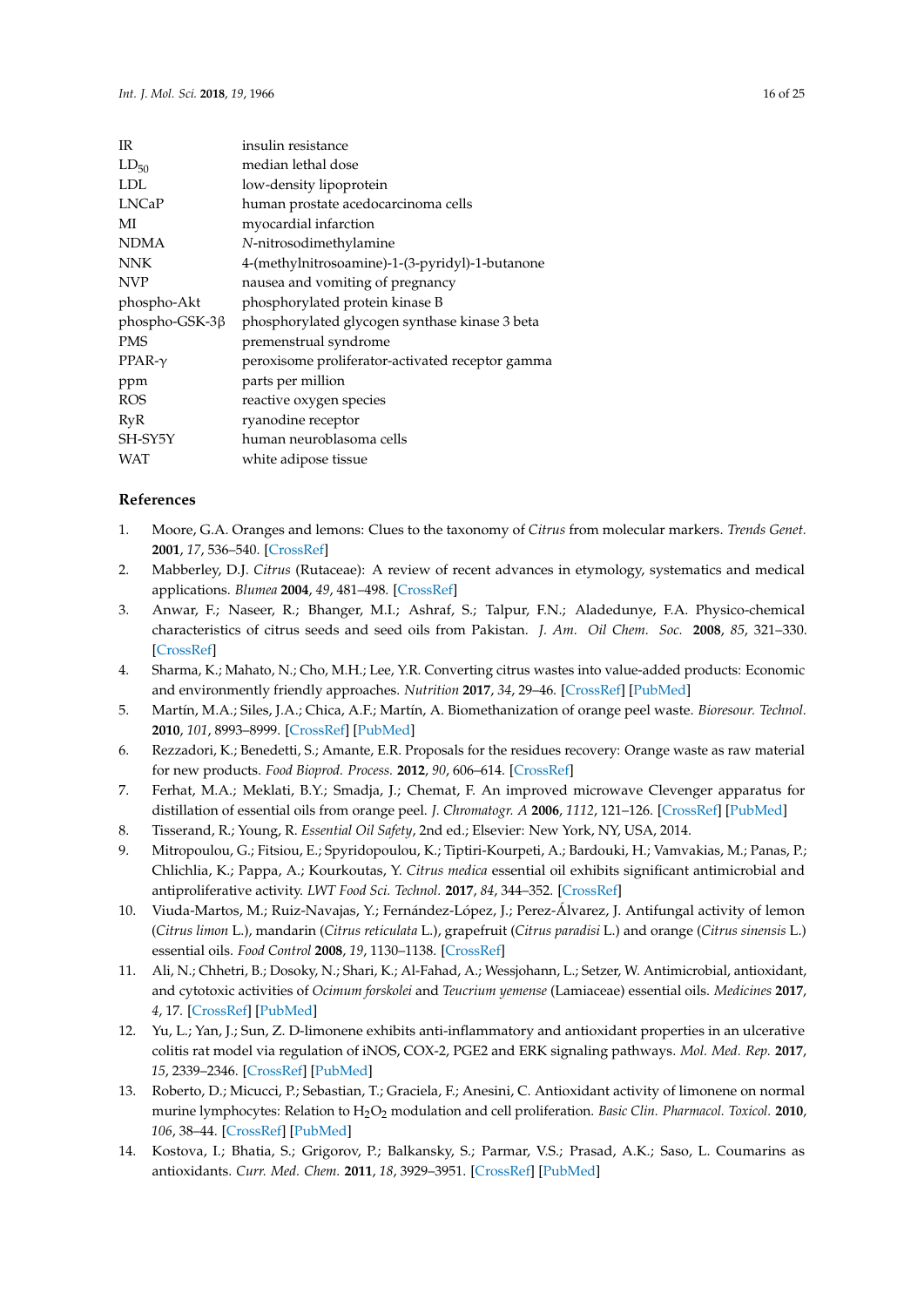| | |
|---|---|
| IR | insulin resistance |
| $LD_{50}$ | median lethal dose |
| LDL | low-density lipoprotein |
| LNCaP | human prostate acedocarcinoma cells |
| MI | myocardial infarction |
| NDMA | *N*-nitrosodimethylamine |
| NNK | 4-(methylnitrosoamine)-1-(3-pyridyl)-1-butanone |
| NVP | nausea and vomiting of pregnancy |
| phospho-Akt | phosphorylated protein kinase B |
| phospho-GSK-3β | phosphorylated glycogen synthase kinase 3 beta |
| PMS | premenstrual syndrome |
| PPAR-γ | peroxisome proliferator-activated receptor gamma |
| ppm | parts per million |
| ROS | reactive oxygen species |
| RyR | ryanodine receptor |
| SH-SY5Y | human neuroblasoma cells |
| WAT | white adipose tissue |

## References

1. Moore, G.A. Oranges and lemons: Clues to the taxonomy of *Citrus* from molecular markers. *Trends Genet.* **2001**, *17*, 536–540. [CrossRef]
2. Mabberley, D.J. *Citrus* (Rutaceae): A review of recent advances in etymology, systematics and medical applications. *Blumea* **2004**, *49*, 481–498. [CrossRef]
3. Anwar, F.; Naseer, R.; Bhanger, M.I.; Ashraf, S.; Talpur, F.N.; Aladedunye, F.A. Physico-chemical characteristics of citrus seeds and seed oils from Pakistan. *J. Am. Oil Chem. Soc.* **2008**, *85*, 321–330. [CrossRef]
4. Sharma, K.; Mahato, N.; Cho, M.H.; Lee, Y.R. Converting citrus wastes into value-added products: Economic and environmently friendly approaches. *Nutrition* **2017**, *34*, 29–46. [CrossRef] [PubMed]
5. Martín, M.A.; Siles, J.A.; Chica, A.F.; Martín, A. Biomethanization of orange peel waste. *Bioresour. Technol.* **2010**, *101*, 8993–8999. [CrossRef] [PubMed]
6. Rezzadori, K.; Benedetti, S.; Amante, E.R. Proposals for the residues recovery: Orange waste as raw material for new products. *Food Bioprod. Process.* **2012**, *90*, 606–614. [CrossRef]
7. Ferhat, M.A.; Meklati, B.Y.; Smadja, J.; Chemat, F. An improved microwave Clevenger apparatus for distillation of essential oils from orange peel. *J. Chromatogr. A* **2006**, *1112*, 121–126. [CrossRef] [PubMed]
8. Tisserand, R.; Young, R. *Essential Oil Safety*, 2nd ed.; Elsevier: New York, NY, USA, 2014.
9. Mitropoulou, G.; Fitsiou, E.; Spyridopoulou, K.; Tiptiri-Kourpeti, A.; Bardouki, H.; Vamvakias, M.; Panas, P.; Chlichlia, K.; Pappa, A.; Kourkoutas, Y. *Citrus medica* essential oil exhibits significant antimicrobial and antiproliferative activity. *LWT Food Sci. Technol.* **2017**, *84*, 344–352. [CrossRef]
10. Viuda-Martos, M.; Ruiz-Navajas, Y.; Fernández-López, J.; Perez-Álvarez, J. Antifungal activity of lemon (*Citrus limon* L.), mandarin (*Citrus reticulata* L.), grapefruit (*Citrus paradisi* L.) and orange (*Citrus sinensis* L.) essential oils. *Food Control* **2008**, *19*, 1130–1138. [CrossRef]
11. Ali, N.; Chhetri, B.; Dosoky, N.; Shari, K.; Al-Fahad, A.; Wessjohann, L.; Setzer, W. Antimicrobial, antioxidant, and cytotoxic activities of *Ocimum forskolei* and *Teucrium yemense* (Lamiaceae) essential oils. *Medicines* **2017**, *4*, 17. [CrossRef] [PubMed]
12. Yu, L.; Yan, J.; Sun, Z. D-limonene exhibits anti-inflammatory and antioxidant properties in an ulcerative colitis rat model via regulation of iNOS, COX-2, PGE2 and ERK signaling pathways. *Mol. Med. Rep.* **2017**, *15*, 2339–2346. [CrossRef] [PubMed]
13. Roberto, D.; Micucci, P.; Sebastian, T.; Graciela, F.; Anesini, C. Antioxidant activity of limonene on normal murine lymphocytes: Relation to $H_2O_2$ modulation and cell proliferation. *Basic Clin. Pharmacol. Toxicol.* **2010**, *106*, 38–44. [CrossRef] [PubMed]
14. Kostova, I.; Bhatia, S.; Grigorov, P.; Balkansky, S.; Parmar, V.S.; Prasad, A.K.; Saso, L. Coumarins as antioxidants. *Curr. Med. Chem.* **2011**, *18*, 3929–3951. [CrossRef] [PubMed]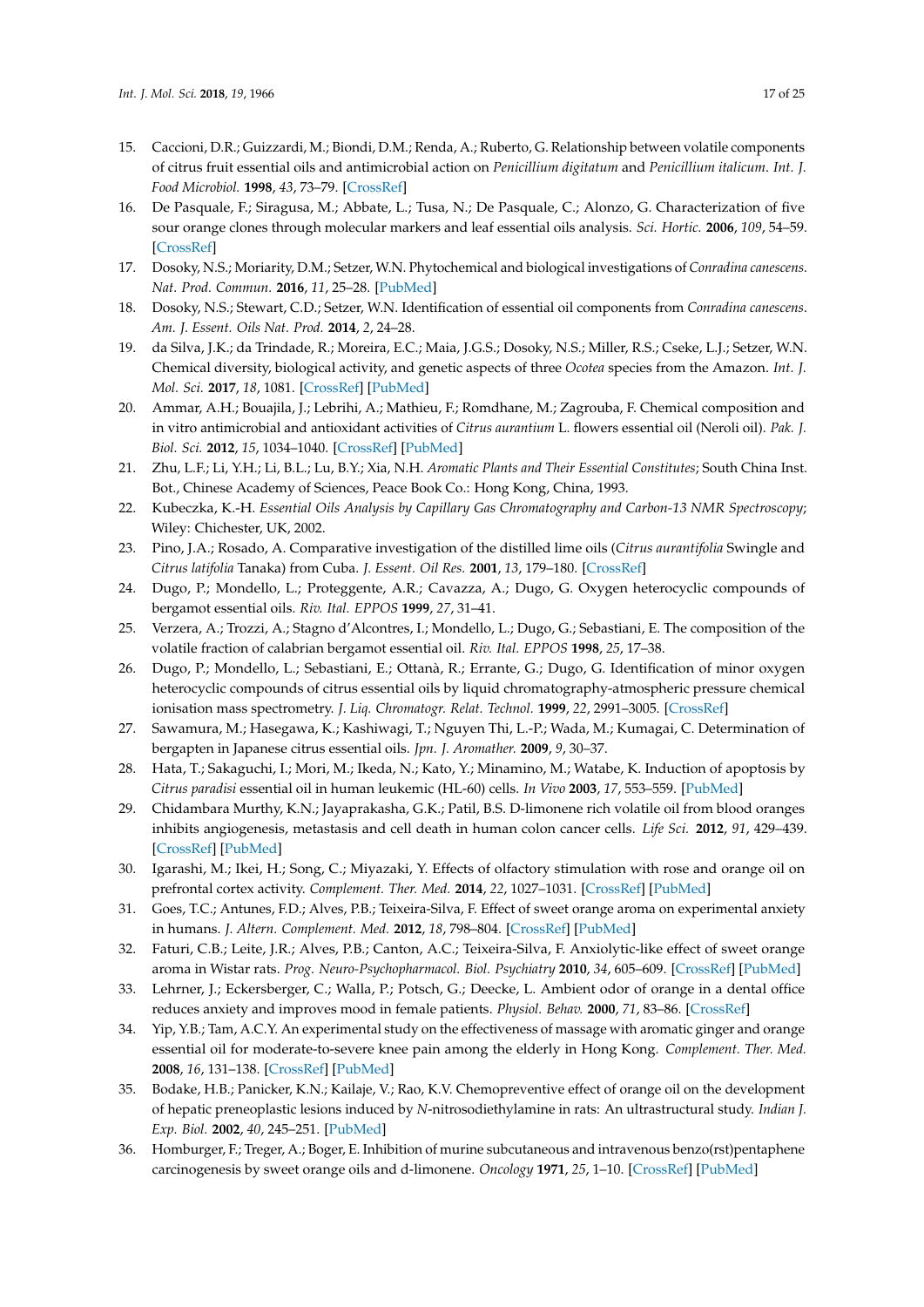15. Caccioni, D.R.; Guizzardi, M.; Biondi, D.M.; Renda, A.; Ruberto, G. Relationship between volatile components of citrus fruit essential oils and antimicrobial action on *Penicillium digitatum* and *Penicillium italicum*. *Int. J. Food Microbiol.* **1998**, *43*, 73–79. [CrossRef]
16. De Pasquale, F.; Siragusa, M.; Abbate, L.; Tusa, N.; De Pasquale, C.; Alonzo, G. Characterization of five sour orange clones through molecular markers and leaf essential oils analysis. *Sci. Hortic.* **2006**, *109*, 54–59. [CrossRef]
17. Dosoky, N.S.; Moriarity, D.M.; Setzer, W.N. Phytochemical and biological investigations of *Conradina canescens*. *Nat. Prod. Commun.* **2016**, *11*, 25–28. [PubMed]
18. Dosoky, N.S.; Stewart, C.D.; Setzer, W.N. Identification of essential oil components from *Conradina canescens*. *Am. J. Essent. Oils Nat. Prod.* **2014**, *2*, 24–28.
19. da Silva, J.K.; da Trindade, R.; Moreira, E.C.; Maia, J.G.S.; Dosoky, N.S.; Miller, R.S.; Cseke, L.J.; Setzer, W.N. Chemical diversity, biological activity, and genetic aspects of three *Ocotea* species from the Amazon. *Int. J. Mol. Sci.* **2017**, *18*, 1081. [CrossRef] [PubMed]
20. Ammar, A.H.; Bouajila, J.; Lebrihi, A.; Mathieu, F.; Romdhane, M.; Zagrouba, F. Chemical composition and in vitro antimicrobial and antioxidant activities of *Citrus aurantium* L. flowers essential oil (Neroli oil). *Pak. J. Biol. Sci.* **2012**, *15*, 1034–1040. [CrossRef] [PubMed]
21. Zhu, L.F.; Li, Y.H.; Li, B.L.; Lu, B.Y.; Xia, N.H. *Aromatic Plants and Their Essential Constitutes*; South China Inst. Bot., Chinese Academy of Sciences, Peace Book Co.: Hong Kong, China, 1993.
22. Kubeczka, K.-H. *Essential Oils Analysis by Capillary Gas Chromatography and Carbon-13 NMR Spectroscopy*; Wiley: Chichester, UK, 2002.
23. Pino, J.A.; Rosado, A. Comparative investigation of the distilled lime oils (*Citrus aurantifolia* Swingle and *Citrus latifolia* Tanaka) from Cuba. *J. Essent. Oil Res.* **2001**, *13*, 179–180. [CrossRef]
24. Dugo, P.; Mondello, L.; Proteggente, A.R.; Cavazza, A.; Dugo, G. Oxygen heterocyclic compounds of bergamot essential oils. *Riv. Ital. EPPOS* **1999**, *27*, 31–41.
25. Verzera, A.; Trozzi, A.; Stagno d'Alcontres, I.; Mondello, L.; Dugo, G.; Sebastiani, E. The composition of the volatile fraction of calabrian bergamot essential oil. *Riv. Ital. EPPOS* **1998**, *25*, 17–38.
26. Dugo, P.; Mondello, L.; Sebastiani, E.; Ottanà, R.; Errante, G.; Dugo, G. Identification of minor oxygen heterocyclic compounds of citrus essential oils by liquid chromatography-atmospheric pressure chemical ionisation mass spectrometry. *J. Liq. Chromatogr. Relat. Technol.* **1999**, *22*, 2991–3005. [CrossRef]
27. Sawamura, M.; Hasegawa, K.; Kashiwagi, T.; Nguyen Thi, L.-P.; Wada, M.; Kumagai, C. Determination of bergapten in Japanese citrus essential oils. *Jpn. J. Aromather.* **2009**, *9*, 30–37.
28. Hata, T.; Sakaguchi, I.; Mori, M.; Ikeda, N.; Kato, Y.; Minamino, M.; Watabe, K. Induction of apoptosis by *Citrus paradisi* essential oil in human leukemic (HL-60) cells. *In Vivo* **2003**, *17*, 553–559. [PubMed]
29. Chidambara Murthy, K.N.; Jayaprakasha, G.K.; Patil, B.S. D-limonene rich volatile oil from blood oranges inhibits angiogenesis, metastasis and cell death in human colon cancer cells. *Life Sci.* **2012**, *91*, 429–439. [CrossRef] [PubMed]
30. Igarashi, M.; Ikei, H.; Song, C.; Miyazaki, Y. Effects of olfactory stimulation with rose and orange oil on prefrontal cortex activity. *Complement. Ther. Med.* **2014**, *22*, 1027–1031. [CrossRef] [PubMed]
31. Goes, T.C.; Antunes, F.D.; Alves, P.B.; Teixeira-Silva, F. Effect of sweet orange aroma on experimental anxiety in humans. *J. Altern. Complement. Med.* **2012**, *18*, 798–804. [CrossRef] [PubMed]
32. Faturi, C.B.; Leite, J.R.; Alves, P.B.; Canton, A.C.; Teixeira-Silva, F. Anxiolytic-like effect of sweet orange aroma in Wistar rats. *Prog. Neuro-Psychopharmacol. Biol. Psychiatry* **2010**, *34*, 605–609. [CrossRef] [PubMed]
33. Lehrner, J.; Eckersberger, C.; Walla, P.; Potsch, G.; Deecke, L. Ambient odor of orange in a dental office reduces anxiety and improves mood in female patients. *Physiol. Behav.* **2000**, *71*, 83–86. [CrossRef]
34. Yip, Y.B.; Tam, A.C.Y. An experimental study on the effectiveness of massage with aromatic ginger and orange essential oil for moderate-to-severe knee pain among the elderly in Hong Kong. *Complement. Ther. Med.* **2008**, *16*, 131–138. [CrossRef] [PubMed]
35. Bodake, H.B.; Panicker, K.N.; Kailaje, V.; Rao, K.V. Chemopreventive effect of orange oil on the development of hepatic preneoplastic lesions induced by *N*-nitrosodiethylamine in rats: An ultrastructural study. *Indian J. Exp. Biol.* **2002**, *40*, 245–251. [PubMed]
36. Homburger, F.; Treger, A.; Boger, E. Inhibition of murine subcutaneous and intravenous benzo(rst)pentaphene carcinogenesis by sweet orange oils and d-limonene. *Oncology* **1971**, *25*, 1–10. [CrossRef] [PubMed]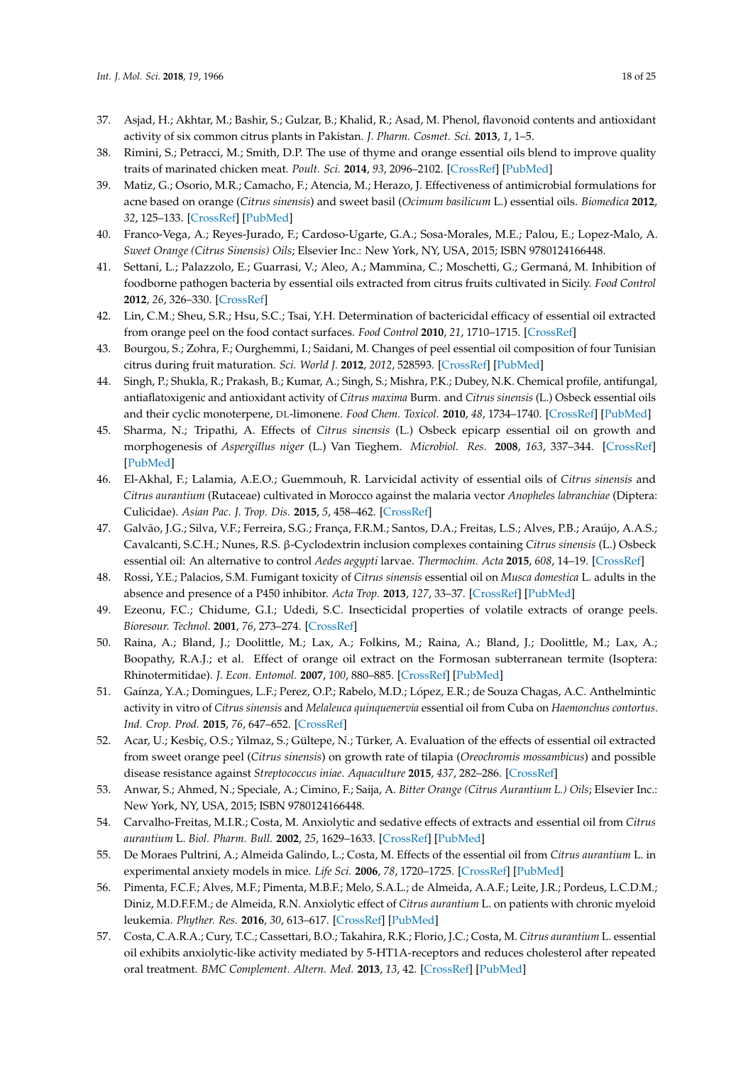37. Asjad, H.; Akhtar, M.; Bashir, S.; Gulzar, B.; Khalid, R.; Asad, M. Phenol, flavonoid contents and antioxidant activity of six common citrus plants in Pakistan. *J. Pharm. Cosmet. Sci.* **2013**, *1*, 1–5.
38. Rimini, S.; Petracci, M.; Smith, D.P. The use of thyme and orange essential oils blend to improve quality traits of marinated chicken meat. *Poult. Sci.* **2014**, *93*, 2096–2102. [CrossRef] [PubMed]
39. Matiz, G.; Osorio, M.R.; Camacho, F.; Atencia, M.; Herazo, J. Effectiveness of antimicrobial formulations for acne based on orange (*Citrus sinensis*) and sweet basil (*Ocimum basilicum* L.) essential oils. *Biomedica* **2012**, *32*, 125–133. [CrossRef] [PubMed]
40. Franco-Vega, A.; Reyes-Jurado, F.; Cardoso-Ugarte, G.A.; Sosa-Morales, M.E.; Palou, E.; Lopez-Malo, A. *Sweet Orange (Citrus Sinensis) Oils*; Elsevier Inc.: New York, NY, USA, 2015; ISBN 9780124166448.
41. Settani, L.; Palazzolo, E.; Guarrasi, V.; Aleo, A.; Mammina, C.; Moschetti, G.; Germaná, M. Inhibition of foodborne pathogen bacteria by essential oils extracted from citrus fruits cultivated in Sicily. *Food Control* **2012**, *26*, 326–330. [CrossRef]
42. Lin, C.M.; Sheu, S.R.; Hsu, S.C.; Tsai, Y.H. Determination of bactericidal efficacy of essential oil extracted from orange peel on the food contact surfaces. *Food Control* **2010**, *21*, 1710–1715. [CrossRef]
43. Bourgou, S.; Zohra, F.; Ourghemmi, I.; Saidani, M. Changes of peel essential oil composition of four Tunisian citrus during fruit maturation. *Sci. World J.* **2012**, *2012*, 528593. [CrossRef] [PubMed]
44. Singh, P.; Shukla, R.; Prakash, B.; Kumar, A.; Singh, S.; Mishra, P.K.; Dubey, N.K. Chemical profile, antifungal, antiaflatoxigenic and antioxidant activity of *Citrus maxima* Burm. and *Citrus sinensis* (L.) Osbeck essential oils and their cyclic monoterpene, DL-limonene. *Food Chem. Toxicol.* **2010**, *48*, 1734–1740. [CrossRef] [PubMed]
45. Sharma, N.; Tripathi, A. Effects of *Citrus sinensis* (L.) Osbeck epicarp essential oil on growth and morphogenesis of *Aspergillus niger* (L.) Van Tieghem. *Microbiol. Res.* **2008**, *163*, 337–344. [CrossRef] [PubMed]
46. El-Akhal, F.; Lalamia, A.E.O.; Guemmouh, R. Larvicidal activity of essential oils of *Citrus sinensis* and *Citrus aurantium* (Rutaceae) cultivated in Morocco against the malaria vector *Anopheles labranchiae* (Diptera: Culicidae). *Asian Pac. J. Trop. Dis.* **2015**, *5*, 458–462. [CrossRef]
47. Galvão, J.G.; Silva, V.F.; Ferreira, S.G.; França, F.R.M.; Santos, D.A.; Freitas, L.S.; Alves, P.B.; Araújo, A.A.S.; Cavalcanti, S.C.H.; Nunes, R.S. β-Cyclodextrin inclusion complexes containing *Citrus sinensis* (L.) Osbeck essential oil: An alternative to control *Aedes aegypti* larvae. *Thermochim. Acta* **2015**, *608*, 14–19. [CrossRef]
48. Rossi, Y.E.; Palacios, S.M. Fumigant toxicity of *Citrus sinensis* essential oil on *Musca domestica* L. adults in the absence and presence of a P450 inhibitor. *Acta Trop.* **2013**, *127*, 33–37. [CrossRef] [PubMed]
49. Ezeonu, F.C.; Chidume, G.I.; Udedi, S.C. Insecticidal properties of volatile extracts of orange peels. *Bioresour. Technol.* **2001**, *76*, 273–274. [CrossRef]
50. Raina, A.; Bland, J.; Doolittle, M.; Lax, A.; Folkins, M.; Raina, A.; Bland, J.; Doolittle, M.; Lax, A.; Boopathy, R.A.J.; et al. Effect of orange oil extract on the Formosan subterranean termite (Isoptera: Rhinotermitidae). *J. Econ. Entomol.* **2007**, *100*, 880–885. [CrossRef] [PubMed]
51. Gaínza, Y.A.; Domingues, L.F.; Perez, O.P.; Rabelo, M.D.; López, E.R.; de Souza Chagas, A.C. Anthelmintic activity in vitro of *Citrus sinensis* and *Melaleuca quinquenervia* essential oil from Cuba on *Haemonchus contortus*. *Ind. Crop. Prod.* **2015**, *76*, 647–652. [CrossRef]
52. Acar, U.; Kesbiç, O.S.; Yilmaz, S.; Gültepe, N.; Türker, A. Evaluation of the effects of essential oil extracted from sweet orange peel (*Citrus sinensis*) on growth rate of tilapia (*Oreochromis mossambicus*) and possible disease resistance against *Streptococcus iniae*. *Aquaculture* **2015**, *437*, 282–286. [CrossRef]
53. Anwar, S.; Ahmed, N.; Speciale, A.; Cimino, F.; Saija, A. *Bitter Orange (Citrus Aurantium L.) Oils*; Elsevier Inc.: New York, NY, USA, 2015; ISBN 9780124166448.
54. Carvalho-Freitas, M.I.R.; Costa, M. Anxiolytic and sedative effects of extracts and essential oil from *Citrus aurantium* L. *Biol. Pharm. Bull.* **2002**, *25*, 1629–1633. [CrossRef] [PubMed]
55. De Moraes Pultrini, A.; Almeida Galindo, L.; Costa, M. Effects of the essential oil from *Citrus aurantium* L. in experimental anxiety models in mice. *Life Sci.* **2006**, *78*, 1720–1725. [CrossRef] [PubMed]
56. Pimenta, F.C.F.; Alves, M.F.; Pimenta, M.B.F.; Melo, S.A.L.; de Almeida, A.A.F.; Leite, J.R.; Pordeus, L.C.D.M.; Diniz, M.D.F.F.M.; de Almeida, R.N. Anxiolytic effect of *Citrus aurantium* L. on patients with chronic myeloid leukemia. *Phyther. Res.* **2016**, *30*, 613–617. [CrossRef] [PubMed]
57. Costa, C.A.R.A.; Cury, T.C.; Cassettari, B.O.; Takahira, R.K.; Florio, J.C.; Costa, M. *Citrus aurantium* L. essential oil exhibits anxiolytic-like activity mediated by 5-HT1A-receptors and reduces cholesterol after repeated oral treatment. *BMC Complement. Altern. Med.* **2013**, *13*, 42. [CrossRef] [PubMed]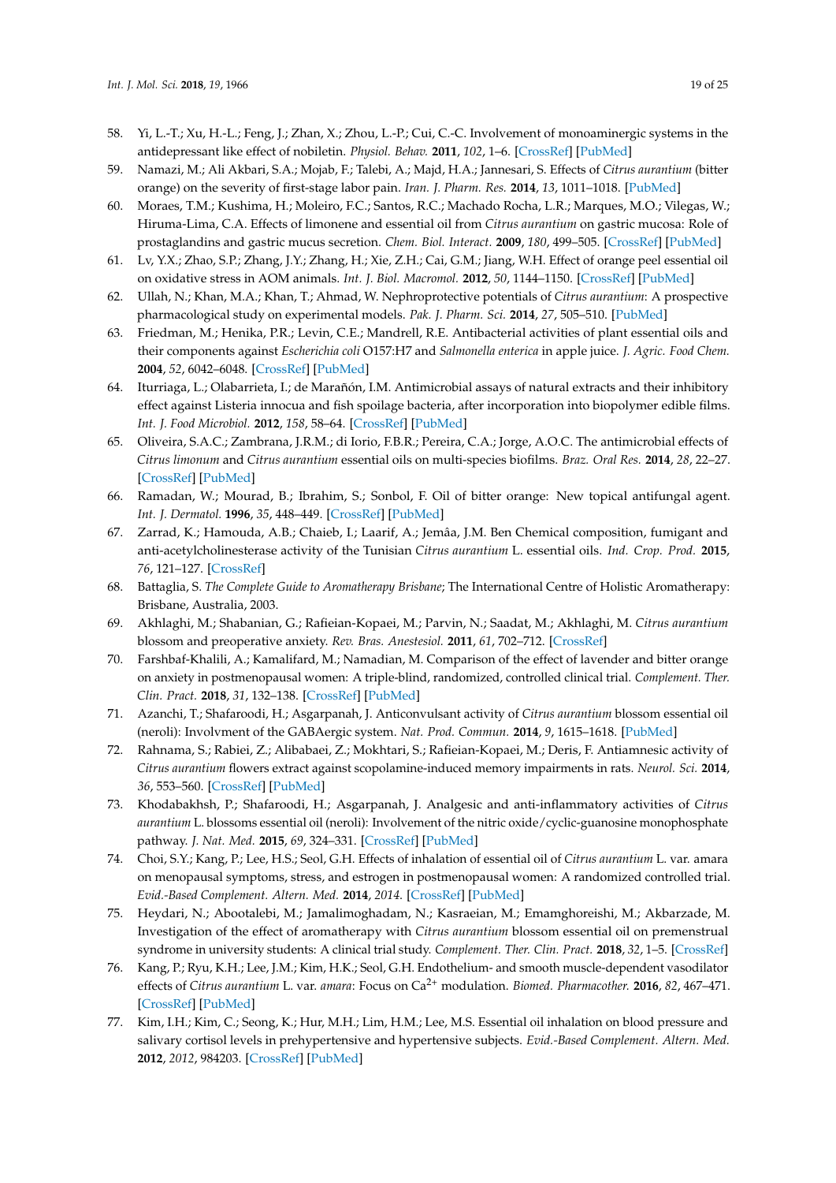58. Yi, L.-T.; Xu, H.-L.; Feng, J.; Zhan, X.; Zhou, L.-P.; Cui, C.-C. Involvement of monoaminergic systems in the antidepressant like effect of nobiletin. *Physiol. Behav.* **2011**, *102*, 1–6. [CrossRef] [PubMed]
59. Namazi, M.; Ali Akbari, S.A.; Mojab, F.; Talebi, A.; Majd, H.A.; Jannesari, S. Effects of *Citrus aurantium* (bitter orange) on the severity of first-stage labor pain. *Iran. J. Pharm. Res.* **2014**, *13*, 1011–1018. [PubMed]
60. Moraes, T.M.; Kushima, H.; Moleiro, F.C.; Santos, R.C.; Machado Rocha, L.R.; Marques, M.O.; Vilegas, W.; Hiruma-Lima, C.A. Effects of limonene and essential oil from *Citrus aurantium* on gastric mucosa: Role of prostaglandins and gastric mucus secretion. *Chem. Biol. Interact.* **2009**, *180*, 499–505. [CrossRef] [PubMed]
61. Lv, Y.X.; Zhao, S.P.; Zhang, J.Y.; Zhang, H.; Xie, Z.H.; Cai, G.M.; Jiang, W.H. Effect of orange peel essential oil on oxidative stress in AOM animals. *Int. J. Biol. Macromol.* **2012**, *50*, 1144–1150. [CrossRef] [PubMed]
62. Ullah, N.; Khan, M.A.; Khan, T.; Ahmad, W. Nephroprotective potentials of *Citrus aurantium*: A prospective pharmacological study on experimental models. *Pak. J. Pharm. Sci.* **2014**, *27*, 505–510. [PubMed]
63. Friedman, M.; Henika, P.R.; Levin, C.E.; Mandrell, R.E. Antibacterial activities of plant essential oils and their components against *Escherichia coli* O157:H7 and *Salmonella enterica* in apple juice. *J. Agric. Food Chem.* **2004**, *52*, 6042–6048. [CrossRef] [PubMed]
64. Iturriaga, L.; Olabarrieta, I.; de Marañón, I.M. Antimicrobial assays of natural extracts and their inhibitory effect against Listeria innocua and fish spoilage bacteria, after incorporation into biopolymer edible films. *Int. J. Food Microbiol.* **2012**, *158*, 58–64. [CrossRef] [PubMed]
65. Oliveira, S.A.C.; Zambrana, J.R.M.; di Iorio, F.B.R.; Pereira, C.A.; Jorge, A.O.C. The antimicrobial effects of *Citrus limonum* and *Citrus aurantium* essential oils on multi-species biofilms. *Braz. Oral Res.* **2014**, *28*, 22–27. [CrossRef] [PubMed]
66. Ramadan, W.; Mourad, B.; Ibrahim, S.; Sonbol, F. Oil of bitter orange: New topical antifungal agent. *Int. J. Dermatol.* **1996**, *35*, 448–449. [CrossRef] [PubMed]
67. Zarrad, K.; Hamouda, A.B.; Chaieb, I.; Laarif, A.; Jemâa, J.M. Ben Chemical composition, fumigant and anti-acetylcholinesterase activity of the Tunisian *Citrus aurantium* L. essential oils. *Ind. Crop. Prod.* **2015**, *76*, 121–127. [CrossRef]
68. Battaglia, S. *The Complete Guide to Aromatherapy Brisbane*; The International Centre of Holistic Aromatherapy: Brisbane, Australia, 2003.
69. Akhlaghi, M.; Shabanian, G.; Rafieian-Kopaei, M.; Parvin, N.; Saadat, M.; Akhlaghi, M. *Citrus aurantium* blossom and preoperative anxiety. *Rev. Bras. Anestesiol.* **2011**, *61*, 702–712. [CrossRef]
70. Farshbaf-Khalili, A.; Kamalifard, M.; Namadian, M. Comparison of the effect of lavender and bitter orange on anxiety in postmenopausal women: A triple-blind, randomized, controlled clinical trial. *Complement. Ther. Clin. Pract.* **2018**, *31*, 132–138. [CrossRef] [PubMed]
71. Azanchi, T.; Shafaroodi, H.; Asgarpanah, J. Anticonvulsant activity of *Citrus aurantium* blossom essential oil (neroli): Involvment of the GABAergic system. *Nat. Prod. Commun.* **2014**, *9*, 1615–1618. [PubMed]
72. Rahnama, S.; Rabiei, Z.; Alibabaei, Z.; Mokhtari, S.; Rafieian-Kopaei, M.; Deris, F. Antiamnesic activity of *Citrus aurantium* flowers extract against scopolamine-induced memory impairments in rats. *Neurol. Sci.* **2014**, *36*, 553–560. [CrossRef] [PubMed]
73. Khodabakhsh, P.; Shafaroodi, H.; Asgarpanah, J. Analgesic and anti-inflammatory activities of *Citrus aurantium* L. blossoms essential oil (neroli): Involvement of the nitric oxide/cyclic-guanosine monophosphate pathway. *J. Nat. Med.* **2015**, *69*, 324–331. [CrossRef] [PubMed]
74. Choi, S.Y.; Kang, P.; Lee, H.S.; Seol, G.H. Effects of inhalation of essential oil of *Citrus aurantium* L. var. amara on menopausal symptoms, stress, and estrogen in postmenopausal women: A randomized controlled trial. *Evid.-Based Complement. Altern. Med.* **2014**, *2014*. [CrossRef] [PubMed]
75. Heydari, N.; Abootalebi, M.; Jamalimoghadam, N.; Kasraeian, M.; Emamghoreishi, M.; Akbarzade, M. Investigation of the effect of aromatherapy with *Citrus aurantium* blossom essential oil on premenstrual syndrome in university students: A clinical trial study. *Complement. Ther. Clin. Pract.* **2018**, *32*, 1–5. [CrossRef]
76. Kang, P.; Ryu, K.H.; Lee, J.M.; Kim, H.K.; Seol, G.H. Endothelium- and smooth muscle-dependent vasodilator effects of *Citrus aurantium* L. var. *amara*: Focus on $Ca^{2+}$ modulation. *Biomed. Pharmacother.* **2016**, *82*, 467–471. [CrossRef] [PubMed]
77. Kim, I.H.; Kim, C.; Seong, K.; Hur, M.H.; Lim, H.M.; Lee, M.S. Essential oil inhalation on blood pressure and salivary cortisol levels in prehypertensive and hypertensive subjects. *Evid.-Based Complement. Altern. Med.* **2012**, *2012*, 984203. [CrossRef] [PubMed]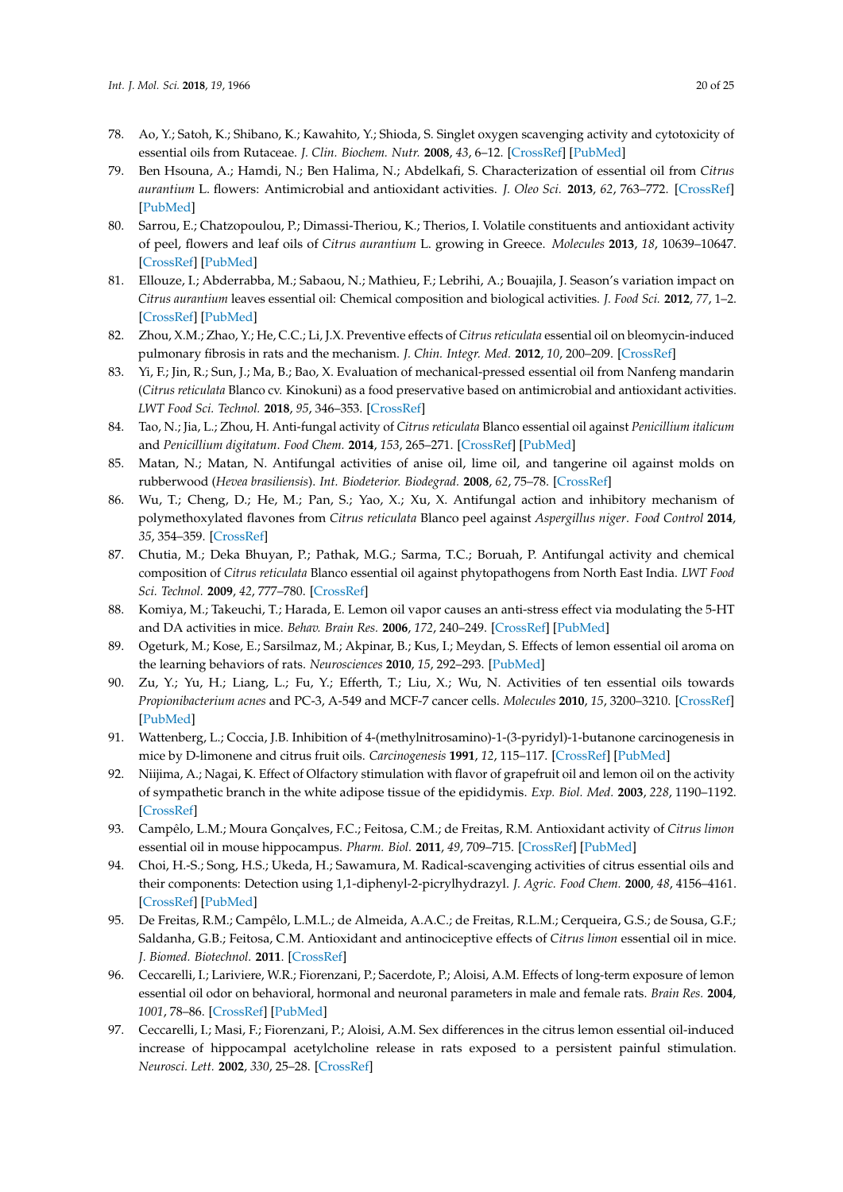78. Ao, Y.; Satoh, K.; Shibano, K.; Kawahito, Y.; Shioda, S. Singlet oxygen scavenging activity and cytotoxicity of essential oils from Rutaceae. *J. Clin. Biochem. Nutr.* **2008**, *43*, 6–12. [CrossRef] [PubMed]
79. Ben Hsouna, A.; Hamdi, N.; Ben Halima, N.; Abdelkafi, S. Characterization of essential oil from *Citrus aurantium* L. flowers: Antimicrobial and antioxidant activities. *J. Oleo Sci.* **2013**, *62*, 763–772. [CrossRef] [PubMed]
80. Sarrou, E.; Chatzopoulou, P.; Dimassi-Theriou, K.; Therios, I. Volatile constituents and antioxidant activity of peel, flowers and leaf oils of *Citrus aurantium* L. growing in Greece. *Molecules* **2013**, *18*, 10639–10647. [CrossRef] [PubMed]
81. Ellouze, I.; Abderrabba, M.; Sabaou, N.; Mathieu, F.; Lebrihi, A.; Bouajila, J. Season's variation impact on *Citrus aurantium* leaves essential oil: Chemical composition and biological activities. *J. Food Sci.* **2012**, *77*, 1–2. [CrossRef] [PubMed]
82. Zhou, X.M.; Zhao, Y.; He, C.C.; Li, J.X. Preventive effects of *Citrus reticulata* essential oil on bleomycin-induced pulmonary fibrosis in rats and the mechanism. *J. Chin. Integr. Med.* **2012**, *10*, 200–209. [CrossRef]
83. Yi, F.; Jin, R.; Sun, J.; Ma, B.; Bao, X. Evaluation of mechanical-pressed essential oil from Nanfeng mandarin (*Citrus reticulata* Blanco cv. Kinokuni) as a food preservative based on antimicrobial and antioxidant activities. *LWT Food Sci. Technol.* **2018**, *95*, 346–353. [CrossRef]
84. Tao, N.; Jia, L.; Zhou, H. Anti-fungal activity of *Citrus reticulata* Blanco essential oil against *Penicillium italicum* and *Penicillium digitatum*. *Food Chem.* **2014**, *153*, 265–271. [CrossRef] [PubMed]
85. Matan, N.; Matan, N. Antifungal activities of anise oil, lime oil, and tangerine oil against molds on rubberwood (*Hevea brasiliensis*). *Int. Biodeterior. Biodegrad.* **2008**, *62*, 75–78. [CrossRef]
86. Wu, T.; Cheng, D.; He, M.; Pan, S.; Yao, X.; Xu, X. Antifungal action and inhibitory mechanism of polymethoxylated flavones from *Citrus reticulata* Blanco peel against *Aspergillus niger*. *Food Control* **2014**, *35*, 354–359. [CrossRef]
87. Chutia, M.; Deka Bhuyan, P.; Pathak, M.G.; Sarma, T.C.; Boruah, P. Antifungal activity and chemical composition of *Citrus reticulata* Blanco essential oil against phytopathogens from North East India. *LWT Food Sci. Technol.* **2009**, *42*, 777–780. [CrossRef]
88. Komiya, M.; Takeuchi, T.; Harada, E. Lemon oil vapor causes an anti-stress effect via modulating the 5-HT and DA activities in mice. *Behav. Brain Res.* **2006**, *172*, 240–249. [CrossRef] [PubMed]
89. Ogeturk, M.; Kose, E.; Sarsilmaz, M.; Akpinar, B.; Kus, I.; Meydan, S. Effects of lemon essential oil aroma on the learning behaviors of rats. *Neurosciences* **2010**, *15*, 292–293. [PubMed]
90. Zu, Y.; Yu, H.; Liang, L.; Fu, Y.; Efferth, T.; Liu, X.; Wu, N. Activities of ten essential oils towards *Propionibacterium acnes* and PC-3, A-549 and MCF-7 cancer cells. *Molecules* **2010**, *15*, 3200–3210. [CrossRef] [PubMed]
91. Wattenberg, L.; Coccia, J.B. Inhibition of 4-(methylnitrosamino)-1-(3-pyridyl)-1-butanone carcinogenesis in mice by D-limonene and citrus fruit oils. *Carcinogenesis* **1991**, *12*, 115–117. [CrossRef] [PubMed]
92. Niijima, A.; Nagai, K. Effect of Olfactory stimulation with flavor of grapefruit oil and lemon oil on the activity of sympathetic branch in the white adipose tissue of the epididymis. *Exp. Biol. Med.* **2003**, *228*, 1190–1192. [CrossRef]
93. Campêlo, L.M.; Moura Gonçalves, F.C.; Feitosa, C.M.; de Freitas, R.M. Antioxidant activity of *Citrus limon* essential oil in mouse hippocampus. *Pharm. Biol.* **2011**, *49*, 709–715. [CrossRef] [PubMed]
94. Choi, H.-S.; Song, H.S.; Ukeda, H.; Sawamura, M. Radical-scavenging activities of citrus essential oils and their components: Detection using 1,1-diphenyl-2-picrylhydrazyl. *J. Agric. Food Chem.* **2000**, *48*, 4156–4161. [CrossRef] [PubMed]
95. De Freitas, R.M.; Campêlo, L.M.L.; de Almeida, A.A.C.; de Freitas, R.L.M.; Cerqueira, G.S.; de Sousa, G.F.; Saldanha, G.B.; Feitosa, C.M. Antioxidant and antinociceptive effects of *Citrus limon* essential oil in mice. *J. Biomed. Biotechnol.* **2011**. [CrossRef]
96. Ceccarelli, I.; Lariviere, W.R.; Fiorenzani, P.; Sacerdote, P.; Aloisi, A.M. Effects of long-term exposure of lemon essential oil odor on behavioral, hormonal and neuronal parameters in male and female rats. *Brain Res.* **2004**, *1001*, 78–86. [CrossRef] [PubMed]
97. Ceccarelli, I.; Masi, F.; Fiorenzani, P.; Aloisi, A.M. Sex differences in the citrus lemon essential oil-induced increase of hippocampal acetylcholine release in rats exposed to a persistent painful stimulation. *Neurosci. Lett.* **2002**, *330*, 25–28. [CrossRef]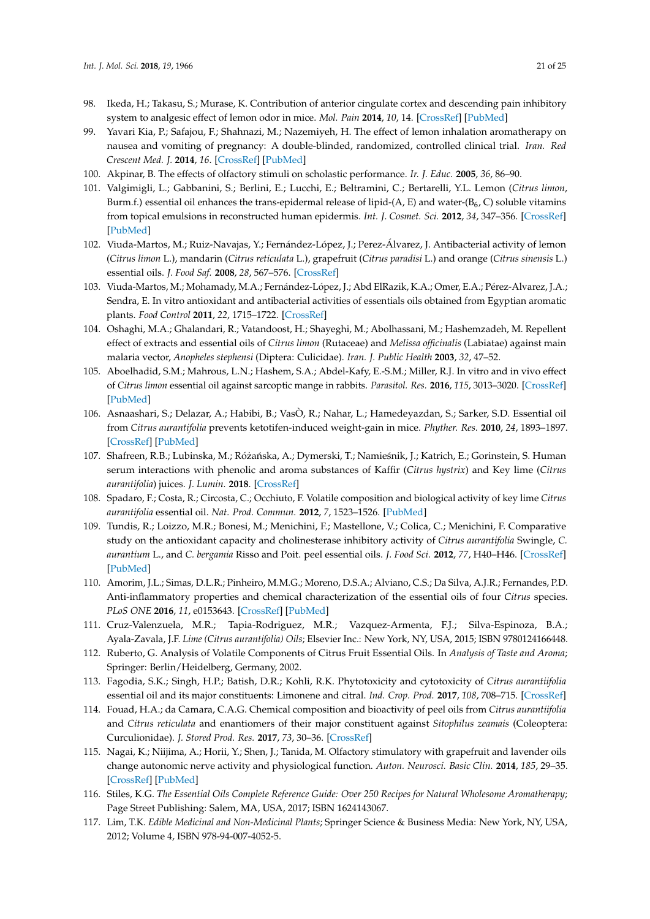98. Ikeda, H.; Takasu, S.; Murase, K. Contribution of anterior cingulate cortex and descending pain inhibitory system to analgesic effect of lemon odor in mice. *Mol. Pain* **2014**, *10*, 14. [CrossRef] [PubMed]
99. Yavari Kia, P.; Safajou, F.; Shahnazi, M.; Nazemiyeh, H. The effect of lemon inhalation aromatherapy on nausea and vomiting of pregnancy: A double-blinded, randomized, controlled clinical trial. *Iran. Red Crescent Med. J.* **2014**, *16*. [CrossRef] [PubMed]
100. Akpinar, B. The effects of olfactory stimuli on scholastic performance. *Ir. J. Educ.* **2005**, *36*, 86–90.
101. Valgimigli, L.; Gabbanini, S.; Berlini, E.; Lucchi, E.; Beltramini, C.; Bertarelli, Y.L. Lemon (*Citrus limon*, Burm.f.) essential oil enhances the trans-epidermal release of lipid-(A, E) and water-($B_6$, C) soluble vitamins from topical emulsions in reconstructed human epidermis. *Int. J. Cosmet. Sci.* **2012**, *34*, 347–356. [CrossRef] [PubMed]
102. Viuda-Martos, M.; Ruiz-Navajas, Y.; Fernández-López, J.; Perez-Álvarez, J. Antibacterial activity of lemon (*Citrus limon* L.), mandarin (*Citrus reticulata* L.), grapefruit (*Citrus paradisi* L.) and orange (*Citrus sinensis* L.) essential oils. *J. Food Saf.* **2008**, *28*, 567–576. [CrossRef]
103. Viuda-Martos, M.; Mohamady, M.A.; Fernández-López, J.; Abd ElRazik, K.A.; Omer, E.A.; Pérez-Alvarez, J.A.; Sendra, E. In vitro antioxidant and antibacterial activities of essentials oils obtained from Egyptian aromatic plants. *Food Control* **2011**, *22*, 1715–1722. [CrossRef]
104. Oshaghi, M.A.; Ghalandari, R.; Vatandoost, H.; Shayeghi, M.; Abolhassani, M.; Hashemzadeh, M. Repellent effect of extracts and essential oils of *Citrus limon* (Rutaceae) and *Melissa officinalis* (Labiatae) against main malaria vector, *Anopheles stephensi* (Diptera: Culicidae). *Iran. J. Public Health* **2003**, *32*, 47–52.
105. Aboelhadid, S.M.; Mahrous, L.N.; Hashem, S.A.; Abdel-Kafy, E.-S.M.; Miller, R.J. In vitro and in vivo effect of *Citrus limon* essential oil against sarcoptic mange in rabbits. *Parasitol. Res.* **2016**, *115*, 3013–3020. [CrossRef] [PubMed]
106. Asnaashari, S.; Delazar, A.; Habibi, B.; VasÒ, R.; Nahar, L.; Hamedeyazdan, S.; Sarker, S.D. Essential oil from *Citrus aurantifolia* prevents ketotifen-induced weight-gain in mice. *Phyther. Res.* **2010**, *24*, 1893–1897. [CrossRef] [PubMed]
107. Shafreen, R.B.; Lubinska, M.; Różańska, A.; Dymerski, T.; Namieśnik, J.; Katrich, E.; Gorinstein, S. Human serum interactions with phenolic and aroma substances of Kaffir (*Citrus hystrix*) and Key lime (*Citrus aurantifolia*) juices. *J. Lumin.* **2018**. [CrossRef]
108. Spadaro, F.; Costa, R.; Circosta, C.; Occhiuto, F. Volatile composition and biological activity of key lime *Citrus aurantifolia* essential oil. *Nat. Prod. Commun.* **2012**, *7*, 1523–1526. [PubMed]
109. Tundis, R.; Loizzo, M.R.; Bonesi, M.; Menichini, F.; Mastellone, V.; Colica, C.; Menichini, F. Comparative study on the antioxidant capacity and cholinesterase inhibitory activity of *Citrus aurantifolia* Swingle, *C. aurantium* L., and *C. bergamia* Risso and Poit. peel essential oils. *J. Food Sci.* **2012**, *77*, H40–H46. [CrossRef] [PubMed]
110. Amorim, J.L.; Simas, D.L.R.; Pinheiro, M.M.G.; Moreno, D.S.A.; Alviano, C.S.; Da Silva, A.J.R.; Fernandes, P.D. Anti-inflammatory properties and chemical characterization of the essential oils of four *Citrus* species. *PLoS ONE* **2016**, *11*, e0153643. [CrossRef] [PubMed]
111. Cruz-Valenzuela, M.R.; Tapia-Rodriguez, M.R.; Vazquez-Armenta, F.J.; Silva-Espinoza, B.A.; Ayala-Zavala, J.F. *Lime (Citrus aurantifolia) Oils*; Elsevier Inc.: New York, NY, USA, 2015; ISBN 9780124166448.
112. Ruberto, G. Analysis of Volatile Components of Citrus Fruit Essential Oils. In *Analysis of Taste and Aroma*; Springer: Berlin/Heidelberg, Germany, 2002.
113. Fagodia, S.K.; Singh, H.P.; Batish, D.R.; Kohli, R.K. Phytotoxicity and cytotoxicity of *Citrus aurantiifolia* essential oil and its major constituents: Limonene and citral. *Ind. Crop. Prod.* **2017**, *108*, 708–715. [CrossRef]
114. Fouad, H.A.; da Camara, C.A.G. Chemical composition and bioactivity of peel oils from *Citrus aurantiifolia* and *Citrus reticulata* and enantiomers of their major constituent against *Sitophilus zeamais* (Coleoptera: Curculionidae). *J. Stored Prod. Res.* **2017**, *73*, 30–36. [CrossRef]
115. Nagai, K.; Niijima, A.; Horii, Y.; Shen, J.; Tanida, M. Olfactory stimulatory with grapefruit and lavender oils change autonomic nerve activity and physiological function. *Auton. Neurosci. Basic Clin.* **2014**, *185*, 29–35. [CrossRef] [PubMed]
116. Stiles, K.G. *The Essential Oils Complete Reference Guide: Over 250 Recipes for Natural Wholesome Aromatherapy*; Page Street Publishing: Salem, MA, USA, 2017; ISBN 1624143067.
117. Lim, T.K. *Edible Medicinal and Non-Medicinal Plants*; Springer Science & Business Media: New York, NY, USA, 2012; Volume 4, ISBN 978-94-007-4052-5.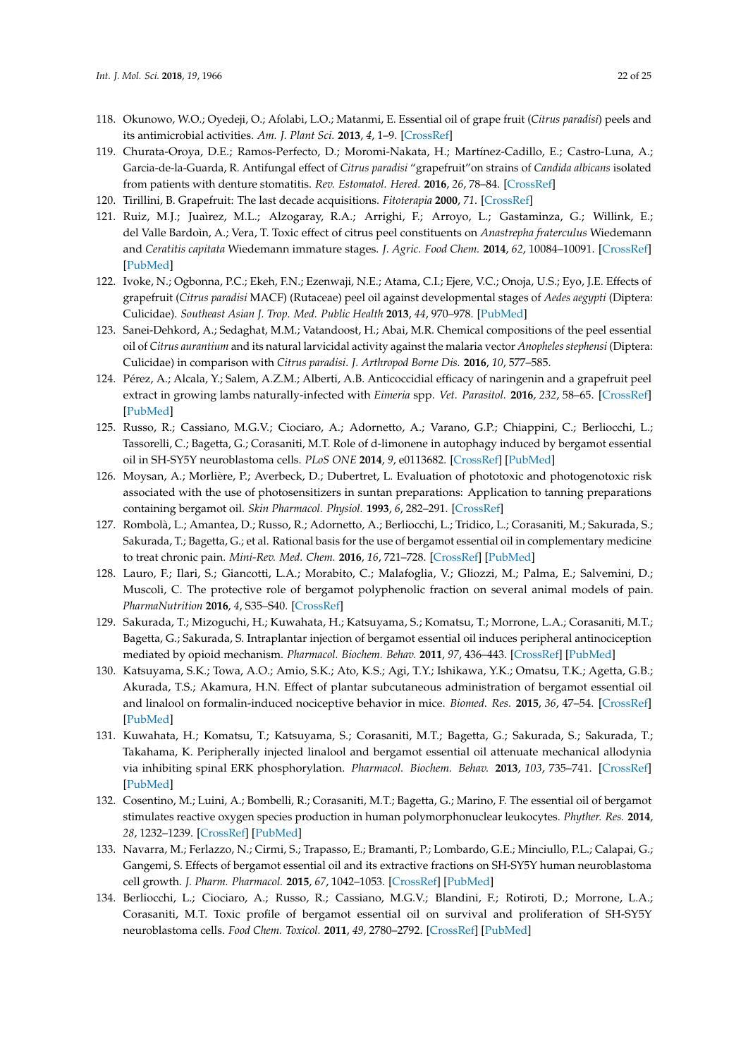118. Okunowo, W.O.; Oyedeji, O.; Afolabi, L.O.; Matanmi, E. Essential oil of grape fruit (*Citrus paradisi*) peels and its antimicrobial activities. *Am. J. Plant Sci.* **2013**, *4*, 1–9. [CrossRef]
119. Churata-Oroya, D.E.; Ramos-Perfecto, D.; Moromi-Nakata, H.; Martínez-Cadillo, E.; Castro-Luna, A.; Garcia-de-la-Guarda, R. Antifungal effect of *Citrus paradisi* "grapefruit"on strains of *Candida albicans* isolated from patients with denture stomatitis. *Rev. Estomatol. Hered.* **2016**, *26*, 78–84. [CrossRef]
120. Tirillini, B. Grapefruit: The last decade acquisitions. *Fitoterapia* **2000**, *71*. [CrossRef]
121. Ruiz, M.J.; Juaìrez, M.L.; Alzogaray, R.A.; Arrighi, F.; Arroyo, L.; Gastaminza, G.; Willink, E.; del Valle Bardoìn, A.; Vera, T. Toxic effect of citrus peel constituents on *Anastrepha fraterculus* Wiedemann and *Ceratitis capitata* Wiedemann immature stages. *J. Agric. Food Chem.* **2014**, *62*, 10084–10091. [CrossRef] [PubMed]
122. Ivoke, N.; Ogbonna, P.C.; Ekeh, F.N.; Ezenwaji, N.E.; Atama, C.I.; Ejere, V.C.; Onoja, U.S.; Eyo, J.E. Effects of grapefruit (*Citrus paradisi* MACF) (Rutaceae) peel oil against developmental stages of *Aedes aegypti* (Diptera: Culicidae). *Southeast Asian J. Trop. Med. Public Health* **2013**, *44*, 970–978. [PubMed]
123. Sanei-Dehkord, A.; Sedaghat, M.M.; Vatandoost, H.; Abai, M.R. Chemical compositions of the peel essential oil of *Citrus aurantium* and its natural larvicidal activity against the malaria vector *Anopheles stephensi* (Diptera: Culicidae) in comparison with *Citrus paradisi*. *J. Arthropod Borne Dis.* **2016**, *10*, 577–585.
124. Pérez, A.; Alcala, Y.; Salem, A.Z.M.; Alberti, A.B. Anticoccidial efficacy of naringenin and a grapefruit peel extract in growing lambs naturally-infected with *Eimeria* spp. *Vet. Parasitol.* **2016**, *232*, 58–65. [CrossRef] [PubMed]
125. Russo, R.; Cassiano, M.G.V.; Ciociaro, A.; Adornetto, A.; Varano, G.P.; Chiappini, C.; Berliocchi, L.; Tassorelli, C.; Bagetta, G.; Corasaniti, M.T. Role of d-limonene in autophagy induced by bergamot essential oil in SH-SY5Y neuroblastoma cells. *PLoS ONE* **2014**, *9*, e0113682. [CrossRef] [PubMed]
126. Moysan, A.; Morlière, P.; Averbeck, D.; Dubertret, L. Evaluation of phototoxic and photogenotoxic risk associated with the use of photosensitizers in suntan preparations: Application to tanning preparations containing bergamot oil. *Skin Pharmacol. Physiol.* **1993**, *6*, 282–291. [CrossRef]
127. Rombolà, L.; Amantea, D.; Russo, R.; Adornetto, A.; Berliocchi, L.; Tridico, L.; Corasaniti, M.; Sakurada, S.; Sakurada, T.; Bagetta, G.; et al. Rational basis for the use of bergamot essential oil in complementary medicine to treat chronic pain. *Mini-Rev. Med. Chem.* **2016**, *16*, 721–728. [CrossRef] [PubMed]
128. Lauro, F.; Ilari, S.; Giancotti, L.A.; Morabito, C.; Malafoglia, V.; Gliozzi, M.; Palma, E.; Salvemini, D.; Muscoli, C. The protective role of bergamot polyphenolic fraction on several animal models of pain. *PharmaNutrition* **2016**, *4*, S35–S40. [CrossRef]
129. Sakurada, T.; Mizoguchi, H.; Kuwahata, H.; Katsuyama, S.; Komatsu, T.; Morrone, L.A.; Corasaniti, M.T.; Bagetta, G.; Sakurada, S. Intraplantar injection of bergamot essential oil induces peripheral antinociception mediated by opioid mechanism. *Pharmacol. Biochem. Behav.* **2011**, *97*, 436–443. [CrossRef] [PubMed]
130. Katsuyama, S.K.; Towa, A.O.; Amio, S.K.; Ato, K.S.; Agi, T.Y.; Ishikawa, Y.K.; Omatsu, T.K.; Agetta, G.B.; Akurada, T.S.; Akamura, H.N. Effect of plantar subcutaneous administration of bergamot essential oil and linalool on formalin-induced nociceptive behavior in mice. *Biomed. Res.* **2015**, *36*, 47–54. [CrossRef] [PubMed]
131. Kuwahata, H.; Komatsu, T.; Katsuyama, S.; Corasaniti, M.T.; Bagetta, G.; Sakurada, S.; Sakurada, T.; Takahama, K. Peripherally injected linalool and bergamot essential oil attenuate mechanical allodynia via inhibiting spinal ERK phosphorylation. *Pharmacol. Biochem. Behav.* **2013**, *103*, 735–741. [CrossRef] [PubMed]
132. Cosentino, M.; Luini, A.; Bombelli, R.; Corasaniti, M.T.; Bagetta, G.; Marino, F. The essential oil of bergamot stimulates reactive oxygen species production in human polymorphonuclear leukocytes. *Phyther. Res.* **2014**, *28*, 1232–1239. [CrossRef] [PubMed]
133. Navarra, M.; Ferlazzo, N.; Cirmi, S.; Trapasso, E.; Bramanti, P.; Lombardo, G.E.; Minciullo, P.L.; Calapai, G.; Gangemi, S. Effects of bergamot essential oil and its extractive fractions on SH-SY5Y human neuroblastoma cell growth. *J. Pharm. Pharmacol.* **2015**, *67*, 1042–1053. [CrossRef] [PubMed]
134. Berliocchi, L.; Ciociaro, A.; Russo, R.; Cassiano, M.G.V.; Blandini, F.; Rotiroti, D.; Morrone, L.A.; Corasaniti, M.T. Toxic profile of bergamot essential oil on survival and proliferation of SH-SY5Y neuroblastoma cells. *Food Chem. Toxicol.* **2011**, *49*, 2780–2792. [CrossRef] [PubMed]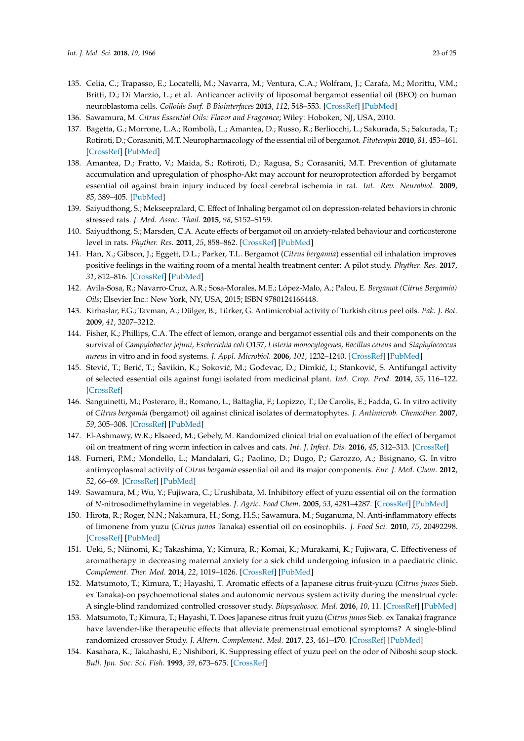135. Celia, C.; Trapasso, E.; Locatelli, M.; Navarra, M.; Ventura, C.A.; Wolfram, J.; Carafa, M.; Morittu, V.M.; Britti, D.; Di Marzio, L.; et al. Anticancer activity of liposomal bergamot essential oil (BEO) on human neuroblastoma cells. *Colloids Surf. B Biointerfaces* **2013**, *112*, 548–553. [CrossRef] [PubMed]
136. Sawamura, M. *Citrus Essential Oils: Flavor and Fragrance*; Wiley: Hoboken, NJ, USA, 2010.
137. Bagetta, G.; Morrone, L.A.; Rombolà, L.; Amantea, D.; Russo, R.; Berliocchi, L.; Sakurada, S.; Sakurada, T.; Rotiroti, D.; Corasaniti, M.T. Neuropharmacology of the essential oil of bergamot. *Fitoterapia* **2010**, *81*, 453–461. [CrossRef] [PubMed]
138. Amantea, D.; Fratto, V.; Maida, S.; Rotiroti, D.; Ragusa, S.; Corasaniti, M.T. Prevention of glutamate accumulation and upregulation of phospho-Akt may account for neuroprotection afforded by bergamot essential oil against brain injury induced by focal cerebral ischemia in rat. *Int. Rev. Neurobiol.* **2009**, *85*, 389–405. [PubMed]
139. Saiyudthong, S.; Mekseepralard, C. Effect of Inhaling bergamot oil on depression-related behaviors in chronic stressed rats. *J. Med. Assoc. Thail.* **2015**, *98*, S152–S159.
140. Saiyudthong, S.; Marsden, C.A. Acute effects of bergamot oil on anxiety-related behaviour and corticosterone level in rats. *Phyther. Res.* **2011**, *25*, 858–862. [CrossRef] [PubMed]
141. Han, X.; Gibson, J.; Eggett, D.L.; Parker, T.L. Bergamot (*Citrus bergamia*) essential oil inhalation improves positive feelings in the waiting room of a mental health treatment center: A pilot study. *Phyther. Res.* **2017**, *31*, 812–816. [CrossRef] [PubMed]
142. Avila-Sosa, R.; Navarro-Cruz, A.R.; Sosa-Morales, M.E.; López-Malo, A.; Palou, E. *Bergamot (Citrus Bergamia) Oils*; Elsevier Inc.: New York, NY, USA, 2015; ISBN 9780124166448.
143. Kirbaslar, F.G.; Tavman, A.; Dülger, B.; Türker, G. Antimicrobial activity of Turkish citrus peel oils. *Pak. J. Bot.* **2009**, *41*, 3207–3212.
144. Fisher, K.; Phillips, C.A. The effect of lemon, orange and bergamot essential oils and their components on the survival of *Campylobacter jejuni*, *Escherichia coli* O157, *Listeria monocytogenes*, *Bacillus cereus* and *Staphylococcus aureus* in vitro and in food systems. *J. Appl. Microbiol.* **2006**, *101*, 1232–1240. [CrossRef] [PubMed]
145. Stević, T.; Berić, T.; Šavikin, K.; Soković, M.; Gođevac, D.; Dimkić, I.; Stanković, S. Antifungal activity of selected essential oils against fungi isolated from medicinal plant. *Ind. Crop. Prod.* **2014**, *55*, 116–122. [CrossRef]
146. Sanguinetti, M.; Posteraro, B.; Romano, L.; Battaglia, F.; Lopizzo, T.; De Carolis, E.; Fadda, G. In vitro activity of *Citrus bergamia* (bergamot) oil against clinical isolates of dermatophytes. *J. Antimicrob. Chemother.* **2007**, *59*, 305–308. [CrossRef] [PubMed]
147. El-Ashmawy, W.R.; Elsaeed, M.; Gebely, M. Randomized clinical trial on evaluation of the effect of bergamot oil on treatment of ring worm infection in calves and cats. *Int. J. Infect. Dis.* **2016**, *45*, 312–313. [CrossRef]
148. Furneri, P.M.; Mondello, L.; Mandalari, G.; Paolino, D.; Dugo, P.; Garozzo, A.; Bisignano, G. In vitro antimycoplasmal activity of *Citrus bergamia* essential oil and its major components. *Eur. J. Med. Chem.* **2012**, *52*, 66–69. [CrossRef] [PubMed]
149. Sawamura, M.; Wu, Y.; Fujiwara, C.; Urushibata, M. Inhibitory effect of yuzu essential oil on the formation of *N*-nitrosodimethylamine in vegetables. *J. Agric. Food Chem.* **2005**, *53*, 4281–4287. [CrossRef] [PubMed]
150. Hirota, R.; Roger, N.N.; Nakamura, H.; Song, H.S.; Sawamura, M.; Suganuma, N. Anti-inflammatory effects of limonene from yuzu (*Citrus junos* Tanaka) essential oil on eosinophils. *J. Food Sci.* **2010**, *75*, 20492298. [CrossRef] [PubMed]
151. Ueki, S.; Niinomi, K.; Takashima, Y.; Kimura, R.; Komai, K.; Murakami, K.; Fujiwara, C. Effectiveness of aromatherapy in decreasing maternal anxiety for a sick child undergoing infusion in a paediatric clinic. *Complement. Ther. Med.* **2014**, *22*, 1019–1026. [CrossRef] [PubMed]
152. Matsumoto, T.; Kimura, T.; Hayashi, T. Aromatic effects of a Japanese citrus fruit-yuzu (*Citrus junos* Sieb. ex Tanaka)-on psychoemotional states and autonomic nervous system activity during the menstrual cycle: A single-blind randomized controlled crossover study. *Biopsychosoc. Med.* **2016**, *10*, 11. [CrossRef] [PubMed]
153. Matsumoto, T.; Kimura, T.; Hayashi, T. Does Japanese citrus fruit yuzu (*Citrus junos* Sieb. ex Tanaka) fragrance have lavender-like therapeutic effects that alleviate premenstrual emotional symptoms? A single-blind randomized crossover Study. *J. Altern. Complement. Med.* **2017**, *23*, 461–470. [CrossRef] [PubMed]
154. Kasahara, K.; Takahashi, E.; Nishibori, K. Suppressing effect of yuzu peel on the odor of Niboshi soup stock. *Bull. Jpn. Soc. Sci. Fish.* **1993**, *59*, 673–675. [CrossRef]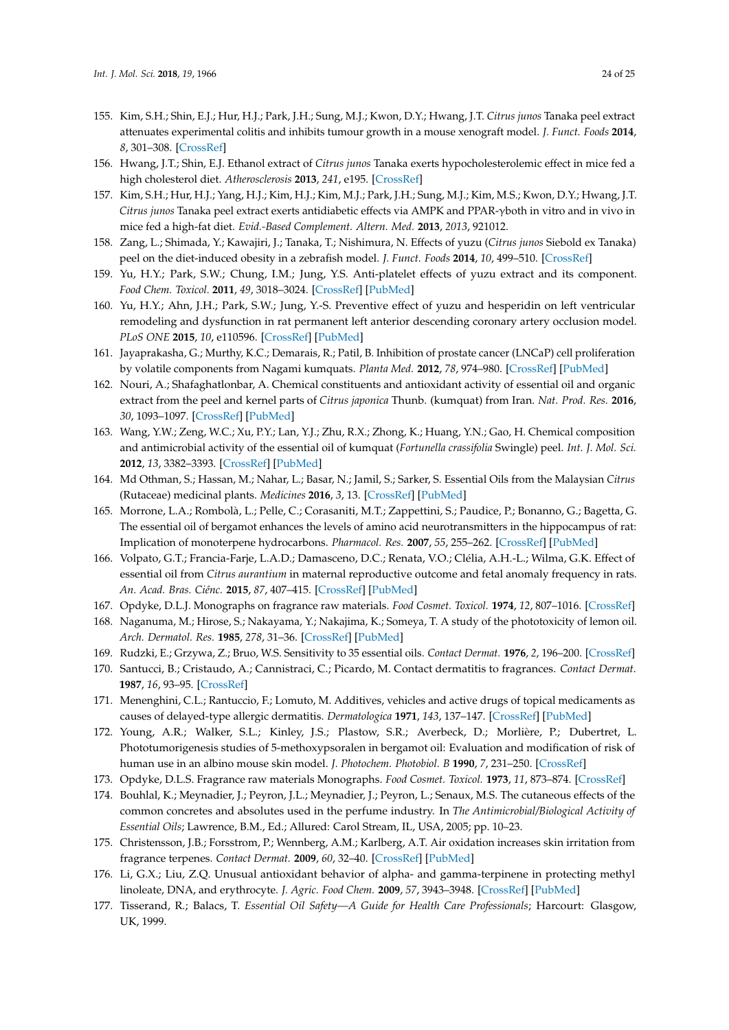155. Kim, S.H.; Shin, E.J.; Hur, H.J.; Park, J.H.; Sung, M.J.; Kwon, D.Y.; Hwang, J.T. *Citrus junos* Tanaka peel extract attenuates experimental colitis and inhibits tumour growth in a mouse xenograft model. *J. Funct. Foods* **2014**, *8*, 301–308. [CrossRef]
156. Hwang, J.T.; Shin, E.J. Ethanol extract of *Citrus junos* Tanaka exerts hypocholesterolemic effect in mice fed a high cholesterol diet. *Atherosclerosis* **2013**, *241*, e195. [CrossRef]
157. Kim, S.H.; Hur, H.J.; Yang, H.J.; Kim, H.J.; Kim, M.J.; Park, J.H.; Sung, M.J.; Kim, M.S.; Kwon, D.Y.; Hwang, J.T. *Citrus junos* Tanaka peel extract exerts antidiabetic effects via AMPK and PPAR-γboth in vitro and in vivo in mice fed a high-fat diet. *Evid.-Based Complement. Altern. Med.* **2013**, *2013*, 921012.
158. Zang, L.; Shimada, Y.; Kawajiri, J.; Tanaka, T.; Nishimura, N. Effects of yuzu (*Citrus junos* Siebold ex Tanaka) peel on the diet-induced obesity in a zebrafish model. *J. Funct. Foods* **2014**, *10*, 499–510. [CrossRef]
159. Yu, H.Y.; Park, S.W.; Chung, I.M.; Jung, Y.S. Anti-platelet effects of yuzu extract and its component. *Food Chem. Toxicol.* **2011**, *49*, 3018–3024. [CrossRef] [PubMed]
160. Yu, H.Y.; Ahn, J.H.; Park, S.W.; Jung, Y.-S. Preventive effect of yuzu and hesperidin on left ventricular remodeling and dysfunction in rat permanent left anterior descending coronary artery occlusion model. *PLoS ONE* **2015**, *10*, e110596. [CrossRef] [PubMed]
161. Jayaprakasha, G.; Murthy, K.C.; Demarais, R.; Patil, B. Inhibition of prostate cancer (LNCaP) cell proliferation by volatile components from Nagami kumquats. *Planta Med.* **2012**, *78*, 974–980. [CrossRef] [PubMed]
162. Nouri, A.; Shafaghatlonbar, A. Chemical constituents and antioxidant activity of essential oil and organic extract from the peel and kernel parts of *Citrus japonica* Thunb. (kumquat) from Iran. *Nat. Prod. Res.* **2016**, *30*, 1093–1097. [CrossRef] [PubMed]
163. Wang, Y.W.; Zeng, W.C.; Xu, P.Y.; Lan, Y.J.; Zhu, R.X.; Zhong, K.; Huang, Y.N.; Gao, H. Chemical composition and antimicrobial activity of the essential oil of kumquat (*Fortunella crassifolia* Swingle) peel. *Int. J. Mol. Sci.* **2012**, *13*, 3382–3393. [CrossRef] [PubMed]
164. Md Othman, S.; Hassan, M.; Nahar, L.; Basar, N.; Jamil, S.; Sarker, S. Essential Oils from the Malaysian *Citrus* (Rutaceae) medicinal plants. *Medicines* **2016**, *3*, 13. [CrossRef] [PubMed]
165. Morrone, L.A.; Rombolà, L.; Pelle, C.; Corasaniti, M.T.; Zappettini, S.; Paudice, P.; Bonanno, G.; Bagetta, G. The essential oil of bergamot enhances the levels of amino acid neurotransmitters in the hippocampus of rat: Implication of monoterpene hydrocarbons. *Pharmacol. Res.* **2007**, *55*, 255–262. [CrossRef] [PubMed]
166. Volpato, G.T.; Francia-Farje, L.A.D.; Damasceno, D.C.; Renata, V.O.; Clélia, A.H.-L.; Wilma, G.K. Effect of essential oil from *Citrus aurantium* in maternal reproductive outcome and fetal anomaly frequency in rats. *An. Acad. Bras. Ciênc.* **2015**, *87*, 407–415. [CrossRef] [PubMed]
167. Opdyke, D.L.J. Monographs on fragrance raw materials. *Food Cosmet. Toxicol.* **1974**, *12*, 807–1016. [CrossRef]
168. Naganuma, M.; Hirose, S.; Nakayama, Y.; Nakajima, K.; Someya, T. A study of the phototoxicity of lemon oil. *Arch. Dermatol. Res.* **1985**, *278*, 31–36. [CrossRef] [PubMed]
169. Rudzki, E.; Grzywa, Z.; Bruo, W.S. Sensitivity to 35 essential oils. *Contact Dermat.* **1976**, *2*, 196–200. [CrossRef]
170. Santucci, B.; Cristaudo, A.; Cannistraci, C.; Picardo, M. Contact dermatitis to fragrances. *Contact Dermat.* **1987**, *16*, 93–95. [CrossRef]
171. Menenghini, C.L.; Rantuccio, F.; Lomuto, M. Additives, vehicles and active drugs of topical medicaments as causes of delayed-type allergic dermatitis. *Dermatologica* **1971**, *143*, 137–147. [CrossRef] [PubMed]
172. Young, A.R.; Walker, S.L.; Kinley, J.S.; Plastow, S.R.; Averbeck, D.; Morlière, P.; Dubertret, L. Phototumorigenesis studies of 5-methoxypsoralen in bergamot oil: Evaluation and modification of risk of human use in an albino mouse skin model. *J. Photochem. Photobiol. B* **1990**, *7*, 231–250. [CrossRef]
173. Opdyke, D.L.S. Fragrance raw materials Monographs. *Food Cosmet. Toxicol.* **1973**, *11*, 873–874. [CrossRef]
174. Bouhlal, K.; Meynadier, J.; Peyron, J.L.; Meynadier, J.; Peyron, L.; Senaux, M.S. The cutaneous effects of the common concretes and absolutes used in the perfume industry. In *The Antimicrobial/Biological Activity of Essential Oils*; Lawrence, B.M., Ed.; Allured: Carol Stream, IL, USA, 2005; pp. 10–23.
175. Christensson, J.B.; Forsstrom, P.; Wennberg, A.M.; Karlberg, A.T. Air oxidation increases skin irritation from fragrance terpenes. *Contact Dermat.* **2009**, *60*, 32–40. [CrossRef] [PubMed]
176. Li, G.X.; Liu, Z.Q. Unusual antioxidant behavior of alpha- and gamma-terpinene in protecting methyl linoleate, DNA, and erythrocyte. *J. Agric. Food Chem.* **2009**, *57*, 3943–3948. [CrossRef] [PubMed]
177. Tisserand, R.; Balacs, T. *Essential Oil Safety—A Guide for Health Care Professionals*; Harcourt: Glasgow, UK, 1999.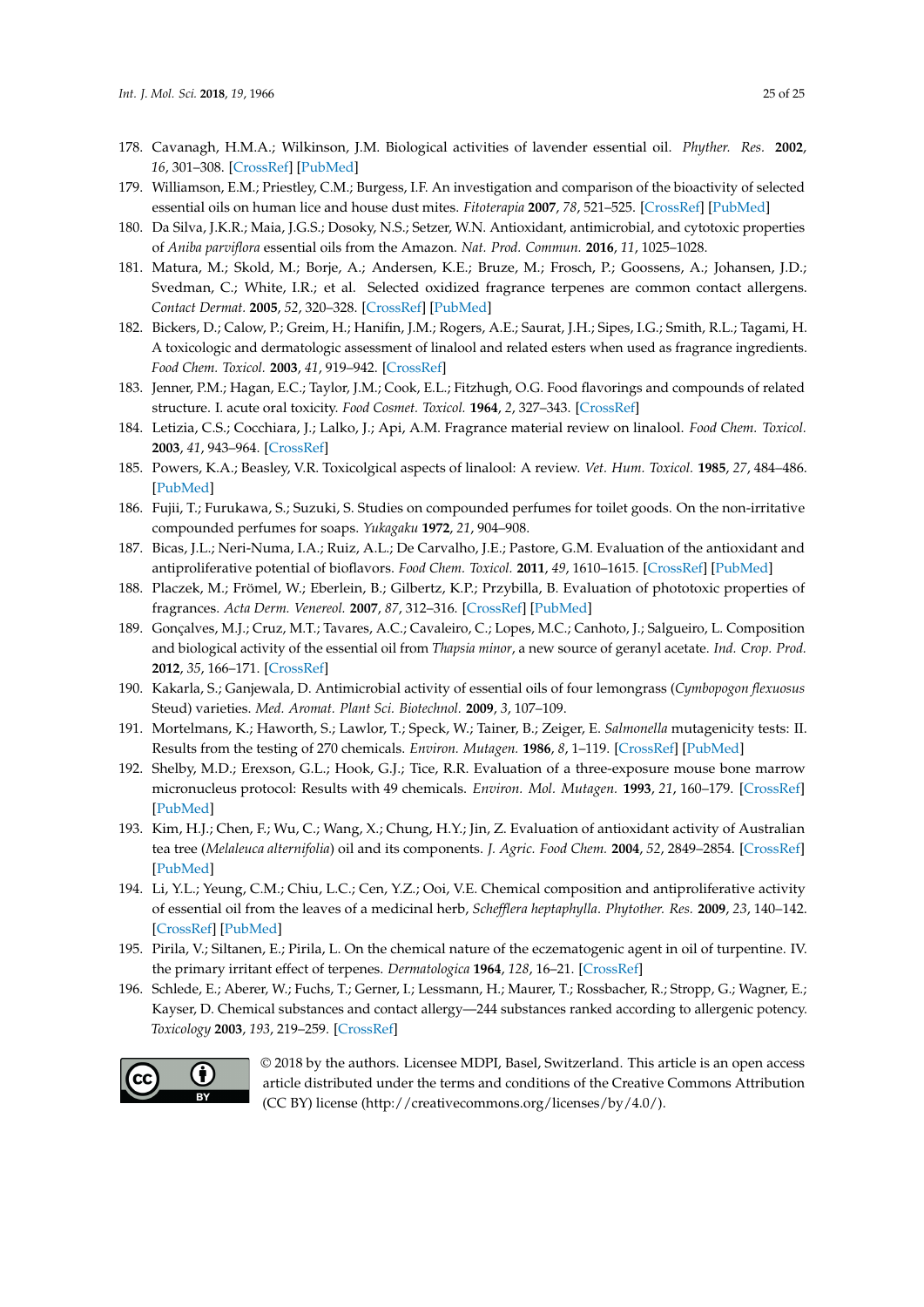178. Cavanagh, H.M.A.; Wilkinson, J.M. Biological activities of lavender essential oil. *Phyther. Res.* **2002**, *16*, 301–308. [CrossRef] [PubMed]
179. Williamson, E.M.; Priestley, C.M.; Burgess, I.F. An investigation and comparison of the bioactivity of selected essential oils on human lice and house dust mites. *Fitoterapia* **2007**, *78*, 521–525. [CrossRef] [PubMed]
180. Da Silva, J.K.R.; Maia, J.G.S.; Dosoky, N.S.; Setzer, W.N. Antioxidant, antimicrobial, and cytotoxic properties of *Aniba parviflora* essential oils from the Amazon. *Nat. Prod. Commun.* **2016**, *11*, 1025–1028.
181. Matura, M.; Skold, M.; Borje, A.; Andersen, K.E.; Bruze, M.; Frosch, P.; Goossens, A.; Johansen, J.D.; Svedman, C.; White, I.R.; et al. Selected oxidized fragrance terpenes are common contact allergens. *Contact Dermat.* **2005**, *52*, 320–328. [CrossRef] [PubMed]
182. Bickers, D.; Calow, P.; Greim, H.; Hanifin, J.M.; Rogers, A.E.; Saurat, J.H.; Sipes, I.G.; Smith, R.L.; Tagami, H. A toxicologic and dermatologic assessment of linalool and related esters when used as fragrance ingredients. *Food Chem. Toxicol.* **2003**, *41*, 919–942. [CrossRef]
183. Jenner, P.M.; Hagan, E.C.; Taylor, J.M.; Cook, E.L.; Fitzhugh, O.G. Food flavorings and compounds of related structure. I. acute oral toxicity. *Food Cosmet. Toxicol.* **1964**, *2*, 327–343. [CrossRef]
184. Letizia, C.S.; Cocchiara, J.; Lalko, J.; Api, A.M. Fragrance material review on linalool. *Food Chem. Toxicol.* **2003**, *41*, 943–964. [CrossRef]
185. Powers, K.A.; Beasley, V.R. Toxicolgical aspects of linalool: A review. *Vet. Hum. Toxicol.* **1985**, *27*, 484–486. [PubMed]
186. Fujii, T.; Furukawa, S.; Suzuki, S. Studies on compounded perfumes for toilet goods. On the non-irritative compounded perfumes for soaps. *Yukagaku* **1972**, *21*, 904–908.
187. Bicas, J.L.; Neri-Numa, I.A.; Ruiz, A.L.; De Carvalho, J.E.; Pastore, G.M. Evaluation of the antioxidant and antiproliferative potential of bioflavors. *Food Chem. Toxicol.* **2011**, *49*, 1610–1615. [CrossRef] [PubMed]
188. Placzek, M.; Frömel, W.; Eberlein, B.; Gilbertz, K.P.; Przybilla, B. Evaluation of phototoxic properties of fragrances. *Acta Derm. Venereol.* **2007**, *87*, 312–316. [CrossRef] [PubMed]
189. Gonçalves, M.J.; Cruz, M.T.; Tavares, A.C.; Cavaleiro, C.; Lopes, M.C.; Canhoto, J.; Salgueiro, L. Composition and biological activity of the essential oil from *Thapsia minor*, a new source of geranyl acetate. *Ind. Crop. Prod.* **2012**, *35*, 166–171. [CrossRef]
190. Kakarla, S.; Ganjewala, D. Antimicrobial activity of essential oils of four lemongrass (*Cymbopogon flexuosus* Steud) varieties. *Med. Aromat. Plant Sci. Biotechnol.* **2009**, *3*, 107–109.
191. Mortelmans, K.; Haworth, S.; Lawlor, T.; Speck, W.; Tainer, B.; Zeiger, E. *Salmonella* mutagenicity tests: II. Results from the testing of 270 chemicals. *Environ. Mutagen.* **1986**, *8*, 1–119. [CrossRef] [PubMed]
192. Shelby, M.D.; Erexson, G.L.; Hook, G.J.; Tice, R.R. Evaluation of a three-exposure mouse bone marrow micronucleus protocol: Results with 49 chemicals. *Environ. Mol. Mutagen.* **1993**, *21*, 160–179. [CrossRef] [PubMed]
193. Kim, H.J.; Chen, F.; Wu, C.; Wang, X.; Chung, H.Y.; Jin, Z. Evaluation of antioxidant activity of Australian tea tree (*Melaleuca alternifolia*) oil and its components. *J. Agric. Food Chem.* **2004**, *52*, 2849–2854. [CrossRef] [PubMed]
194. Li, Y.L.; Yeung, C.M.; Chiu, L.C.; Cen, Y.Z.; Ooi, V.E. Chemical composition and antiproliferative activity of essential oil from the leaves of a medicinal herb, *Schefflera heptaphylla*. *Phytother. Res.* **2009**, *23*, 140–142. [CrossRef] [PubMed]
195. Pirila, V.; Siltanen, E.; Pirila, L. On the chemical nature of the eczematogenic agent in oil of turpentine. IV. the primary irritant effect of terpenes. *Dermatologica* **1964**, *128*, 16–21. [CrossRef]
196. Schlede, E.; Aberer, W.; Fuchs, T.; Gerner, I.; Lessmann, H.; Maurer, T.; Rossbacher, R.; Stropp, G.; Wagner, E.; Kayser, D. Chemical substances and contact allergy—244 substances ranked according to allergenic potency. *Toxicology* **2003**, *193*, 219–259. [CrossRef]

© 2018 by the authors. Licensee MDPI, Basel, Switzerland. This article is an open access article distributed under the terms and conditions of the Creative Commons Attribution (CC BY) license (http://creativecommons.org/licenses/by/4.0/).